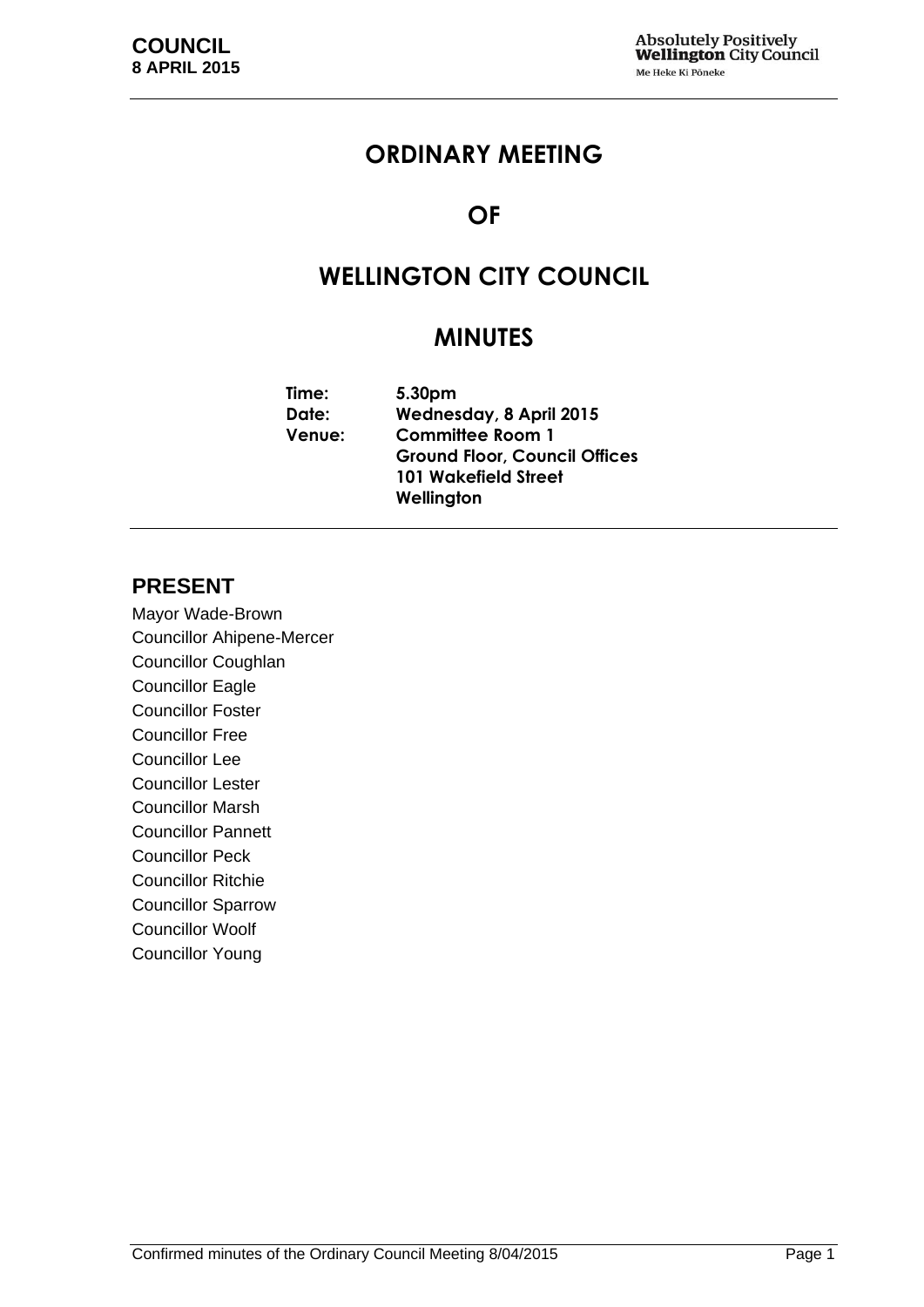# ORDINARY MEETING

# OF

# WELLINGTON CITY COUNCIL

# MINUTES

| | |
|---|---|
| **Time:** | **5.30pm** |
| **Date:** | **Wednesday, 8 April 2015** |
| **Venue:** | **Committee Room 1** |
| | **Ground Floor, Council Offices** |
| | **101 Wakefield Street** |
| | **Wellington** |

## PRESENT

Mayor Wade-Brown
Councillor Ahipene-Mercer
Councillor Coughlan
Councillor Eagle
Councillor Foster
Councillor Free
Councillor Lee
Councillor Lester
Councillor Marsh
Councillor Pannett
Councillor Peck
Councillor Ritchie
Councillor Sparrow
Councillor Woolf
Councillor Young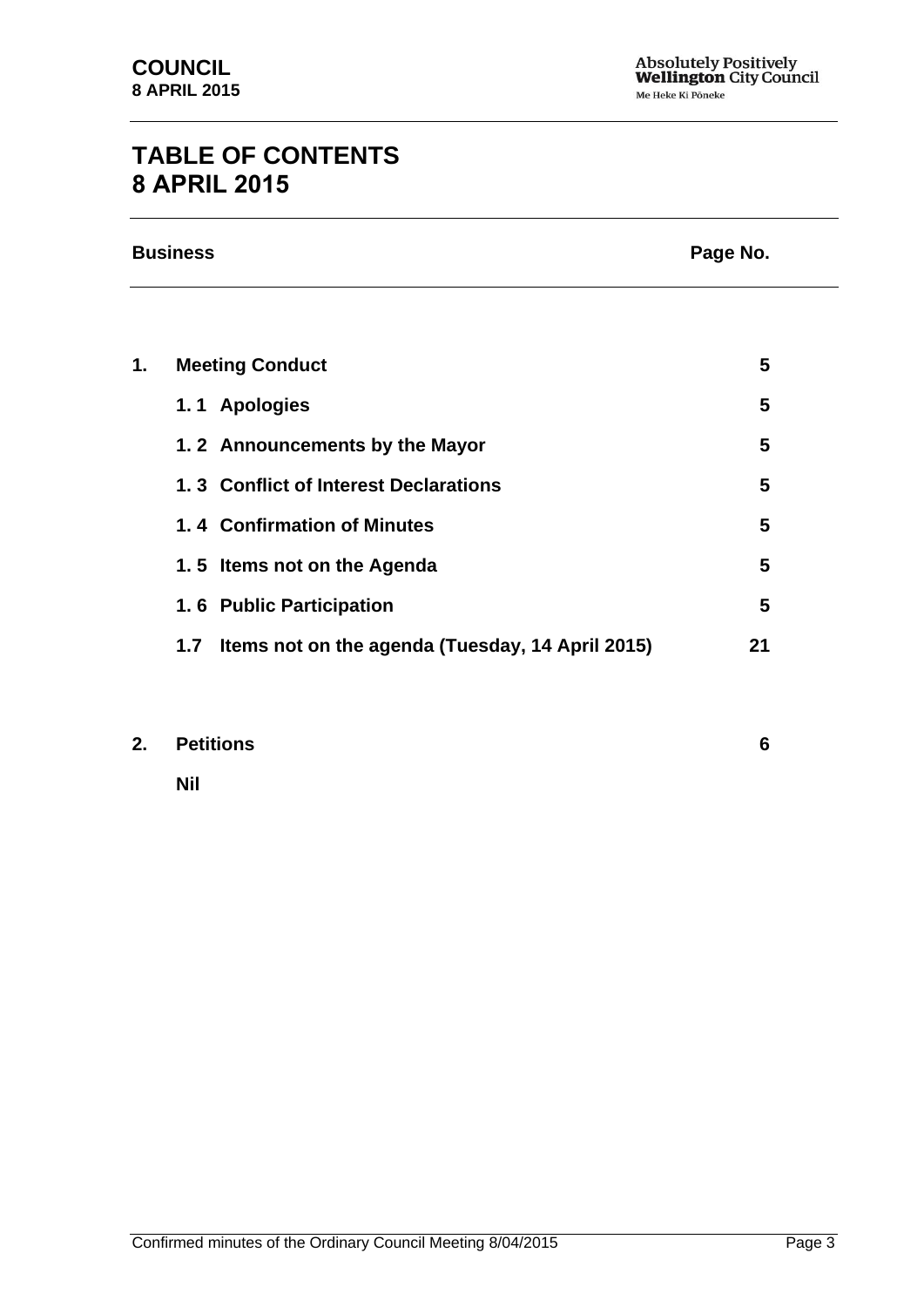# TABLE OF CONTENTS
# 8 APRIL 2015

| Business | | Page No. |
|---|---|---|
| **1.** | **Meeting Conduct** | **5** |
| | **1. 1 Apologies** | **5** |
| | **1. 2 Announcements by the Mayor** | **5** |
| | **1. 3 Conflict of Interest Declarations** | **5** |
| | **1. 4 Confirmation of Minutes** | **5** |
| | **1. 5 Items not on the Agenda** | **5** |
| | **1. 6 Public Participation** | **5** |
| | **1.7 Items not on the agenda (Tuesday, 14 April 2015)** | **21** |
| **2.** | **Petitions** | **6** |
| | **Nil** | |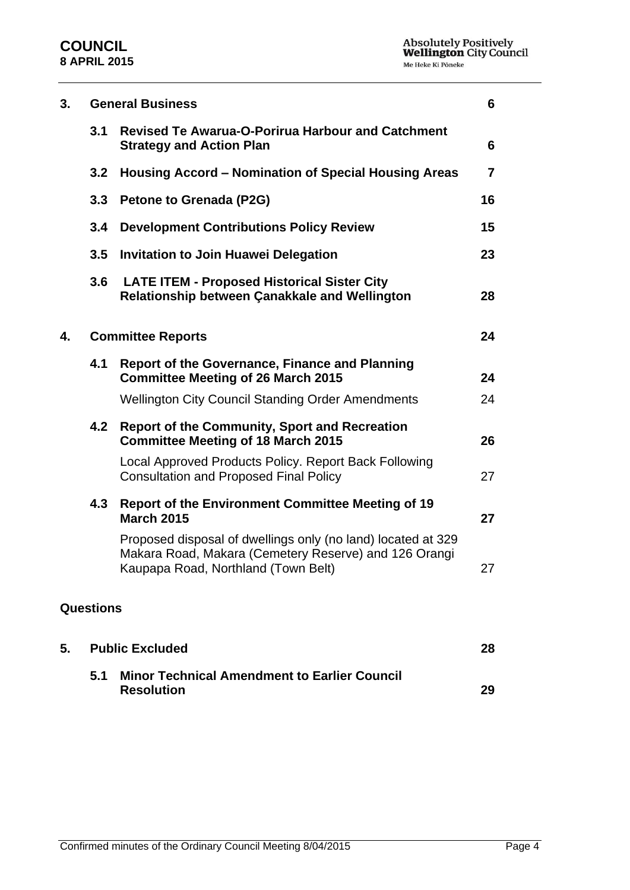| | | | |
|---|---|---|---|
| **3.** | **General Business** | | **6** |
| | **3.1** | **Revised Te Awarua-O-Porirua Harbour and Catchment Strategy and Action Plan** | **6** |
| | **3.2** | **Housing Accord – Nomination of Special Housing Areas** | **7** |
| | **3.3** | **Petone to Grenada (P2G)** | **16** |
| | **3.4** | **Development Contributions Policy Review** | **15** |
| | **3.5** | **Invitation to Join Huawei Delegation** | **23** |
| | **3.6** | **LATE ITEM - Proposed Historical Sister City Relationship between Çanakkale and Wellington** | **28** |
| **4.** | **Committee Reports** | | **24** |
| | **4.1** | **Report of the Governance, Finance and Planning Committee Meeting of 26 March 2015** | **24** |
| | | Wellington City Council Standing Order Amendments | 24 |
| | **4.2** | **Report of the Community, Sport and Recreation Committee Meeting of 18 March 2015** | **26** |
| | | Local Approved Products Policy. Report Back Following Consultation and Proposed Final Policy | 27 |
| | **4.3** | **Report of the Environment Committee Meeting of 19 March 2015** | **27** |
| | | Proposed disposal of dwellings only (no land) located at 329 Makara Road, Makara (Cemetery Reserve) and 126 Orangi Kaupapa Road, Northland (Town Belt) | 27 |

**Questions**

| | | | |
|---|---|---|---|
| **5.** | **Public Excluded** | | **28** |
| | **5.1** | **Minor Technical Amendment to Earlier Council Resolution** | **29** |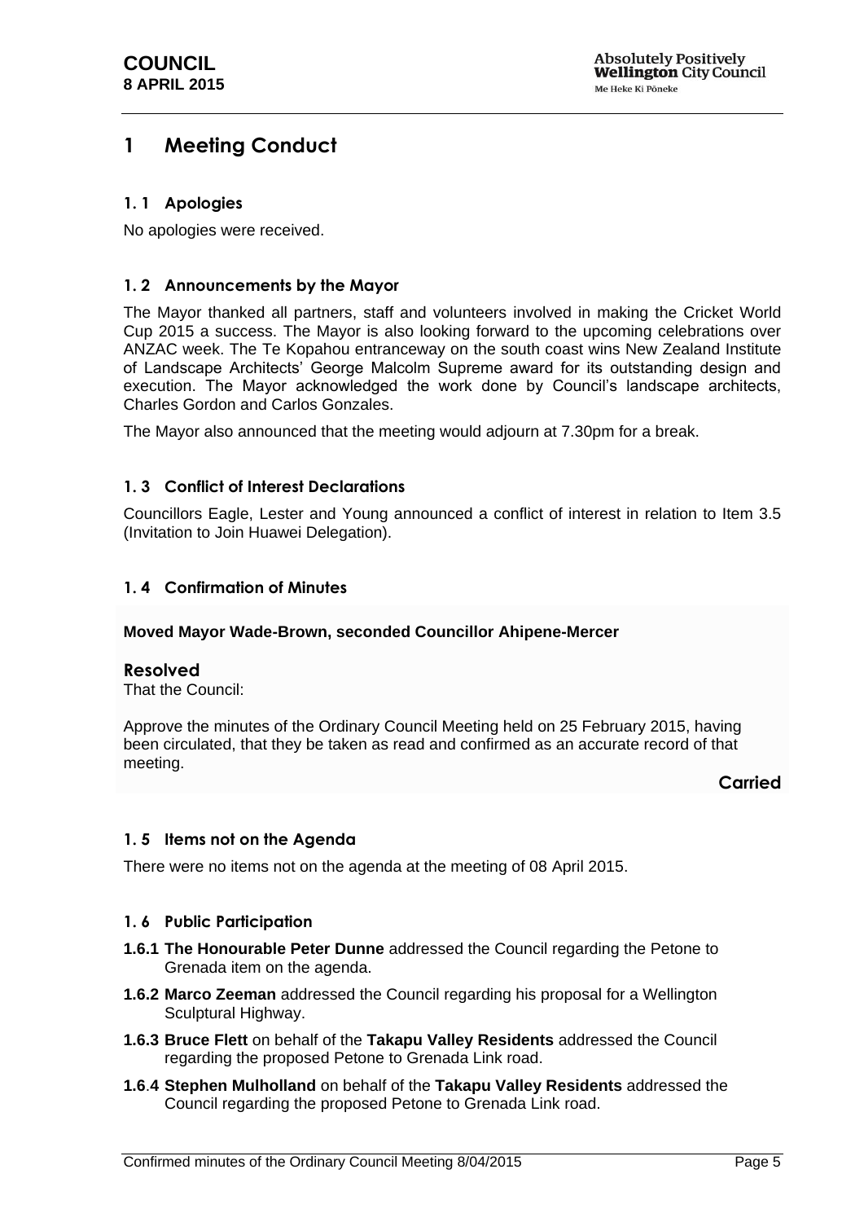# 1 Meeting Conduct

## 1.1 Apologies

No apologies were received.

## 1.2 Announcements by the Mayor

The Mayor thanked all partners, staff and volunteers involved in making the Cricket World Cup 2015 a success. The Mayor is also looking forward to the upcoming celebrations over ANZAC week. The Te Kopahou entranceway on the south coast wins New Zealand Institute of Landscape Architects' George Malcolm Supreme award for its outstanding design and execution. The Mayor acknowledged the work done by Council's landscape architects, Charles Gordon and Carlos Gonzales.

The Mayor also announced that the meeting would adjourn at 7.30pm for a break.

## 1.3 Conflict of Interest Declarations

Councillors Eagle, Lester and Young announced a conflict of interest in relation to Item 3.5 (Invitation to Join Huawei Delegation).

## 1.4 Confirmation of Minutes

**Moved Mayor Wade-Brown, seconded Councillor Ahipene-Mercer**

**Resolved**

That the Council:

Approve the minutes of the Ordinary Council Meeting held on 25 February 2015, having been circulated, that they be taken as read and confirmed as an accurate record of that meeting.

**Carried**

## 1.5 Items not on the Agenda

There were no items not on the agenda at the meeting of 08 April 2015.

## 1.6 Public Participation

**1.6.1 The Honourable Peter Dunne** addressed the Council regarding the Petone to Grenada item on the agenda.

**1.6.2 Marco Zeeman** addressed the Council regarding his proposal for a Wellington Sculptural Highway.

**1.6.3 Bruce Flett** on behalf of the **Takapu Valley Residents** addressed the Council regarding the proposed Petone to Grenada Link road.

**1.6.4 Stephen Mulholland** on behalf of the **Takapu Valley Residents** addressed the Council regarding the proposed Petone to Grenada Link road.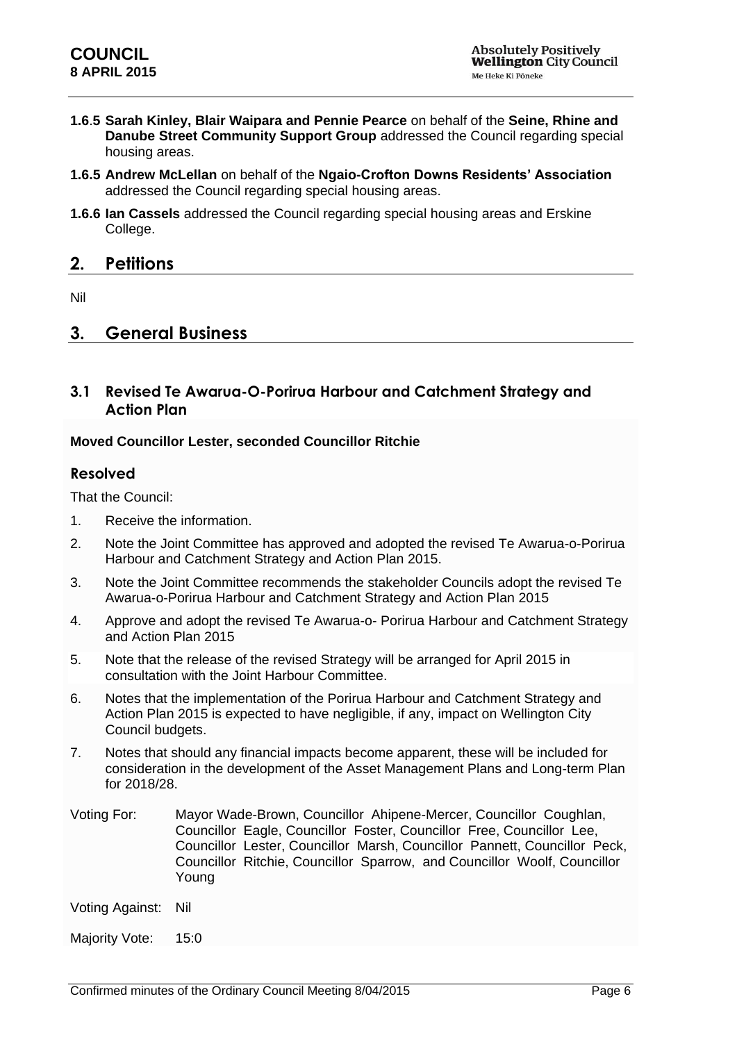**1.6.5 Sarah Kinley, Blair Waipara and Pennie Pearce** on behalf of the **Seine, Rhine and Danube Street Community Support Group** addressed the Council regarding special housing areas.

**1.6.5 Andrew McLellan** on behalf of the **Ngaio-Crofton Downs Residents' Association** addressed the Council regarding special housing areas.

**1.6.6 Ian Cassels** addressed the Council regarding special housing areas and Erskine College.

## 2. Petitions

Nil

## 3. General Business

### 3.1 Revised Te Awarua-O-Porirua Harbour and Catchment Strategy and Action Plan

**Moved Councillor Lester, seconded Councillor Ritchie**

#### Resolved

That the Council:

1. Receive the information.
2. Note the Joint Committee has approved and adopted the revised Te Awarua-o-Porirua Harbour and Catchment Strategy and Action Plan 2015.
3. Note the Joint Committee recommends the stakeholder Councils adopt the revised Te Awarua-o-Porirua Harbour and Catchment Strategy and Action Plan 2015
4. Approve and adopt the revised Te Awarua-o- Porirua Harbour and Catchment Strategy and Action Plan 2015
5. Note that the release of the revised Strategy will be arranged for April 2015 in consultation with the Joint Harbour Committee.
6. Notes that the implementation of the Porirua Harbour and Catchment Strategy and Action Plan 2015 is expected to have negligible, if any, impact on Wellington City Council budgets.
7. Notes that should any financial impacts become apparent, these will be included for consideration in the development of the Asset Management Plans and Long-term Plan for 2018/28.

Voting For: Mayor Wade-Brown, Councillor Ahipene-Mercer, Councillor Coughlan, Councillor Eagle, Councillor Foster, Councillor Free, Councillor Lee, Councillor Lester, Councillor Marsh, Councillor Pannett, Councillor Peck, Councillor Ritchie, Councillor Sparrow, and Councillor Woolf, Councillor Young

Voting Against: Nil

Majority Vote: 15:0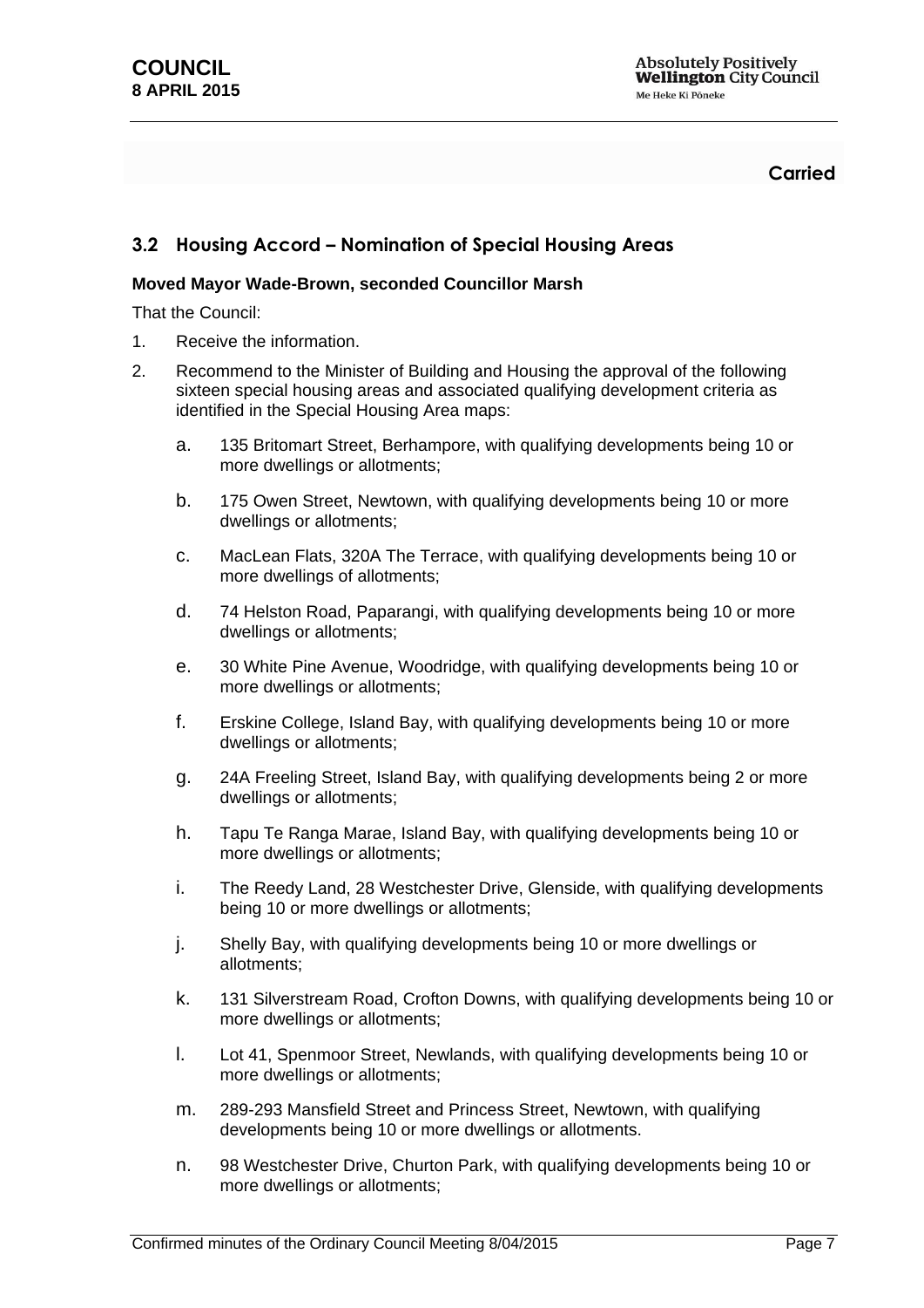**Carried**

## 3.2 Housing Accord – Nomination of Special Housing Areas

**Moved Mayor Wade-Brown, seconded Councillor Marsh**

That the Council:

1. Receive the information.
2. Recommend to the Minister of Building and Housing the approval of the following sixteen special housing areas and associated qualifying development criteria as identified in the Special Housing Area maps:

   a. 135 Britomart Street, Berhampore, with qualifying developments being 10 or more dwellings or allotments;

   b. 175 Owen Street, Newtown, with qualifying developments being 10 or more dwellings or allotments;

   c. MacLean Flats, 320A The Terrace, with qualifying developments being 10 or more dwellings of allotments;

   d. 74 Helston Road, Paparangi, with qualifying developments being 10 or more dwellings or allotments;

   e. 30 White Pine Avenue, Woodridge, with qualifying developments being 10 or more dwellings or allotments;

   f. Erskine College, Island Bay, with qualifying developments being 10 or more dwellings or allotments;

   g. 24A Freeling Street, Island Bay, with qualifying developments being 2 or more dwellings or allotments;

   h. Tapu Te Ranga Marae, Island Bay, with qualifying developments being 10 or more dwellings or allotments;

   i. The Reedy Land, 28 Westchester Drive, Glenside, with qualifying developments being 10 or more dwellings or allotments;

   j. Shelly Bay, with qualifying developments being 10 or more dwellings or allotments;

   k. 131 Silverstream Road, Crofton Downs, with qualifying developments being 10 or more dwellings or allotments;

   l. Lot 41, Spenmoor Street, Newlands, with qualifying developments being 10 or more dwellings or allotments;

   m. 289-293 Mansfield Street and Princess Street, Newtown, with qualifying developments being 10 or more dwellings or allotments.

   n. 98 Westchester Drive, Churton Park, with qualifying developments being 10 or more dwellings or allotments;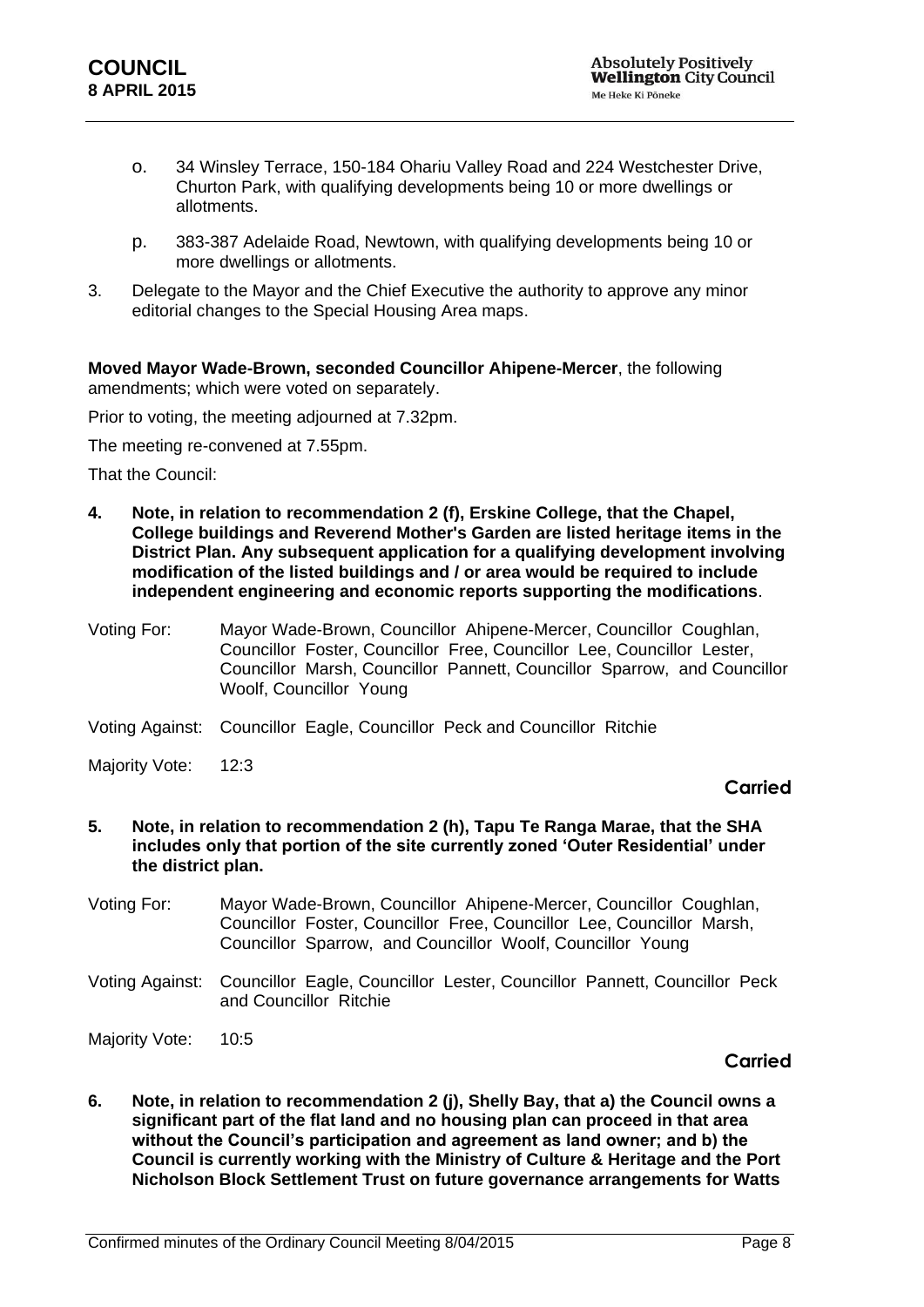o. 34 Winsley Terrace, 150-184 Ohariu Valley Road and 224 Westchester Drive, Churton Park, with qualifying developments being 10 or more dwellings or allotments.

p. 383-387 Adelaide Road, Newtown, with qualifying developments being 10 or more dwellings or allotments.

3. Delegate to the Mayor and the Chief Executive the authority to approve any minor editorial changes to the Special Housing Area maps.

**Moved Mayor Wade-Brown, seconded Councillor Ahipene-Mercer**, the following amendments; which were voted on separately.

Prior to voting, the meeting adjourned at 7.32pm.

The meeting re-convened at 7.55pm.

That the Council:

**4. Note, in relation to recommendation 2 (f), Erskine College, that the Chapel, College buildings and Reverend Mother's Garden are listed heritage items in the District Plan. Any subsequent application for a qualifying development involving modification of the listed buildings and / or area would be required to include independent engineering and economic reports supporting the modifications**.

Voting For: Mayor Wade-Brown, Councillor Ahipene-Mercer, Councillor Coughlan, Councillor Foster, Councillor Free, Councillor Lee, Councillor Lester, Councillor Marsh, Councillor Pannett, Councillor Sparrow, and Councillor Woolf, Councillor Young

Voting Against: Councillor Eagle, Councillor Peck and Councillor Ritchie

Majority Vote: 12:3

**Carried**

**5. Note, in relation to recommendation 2 (h), Tapu Te Ranga Marae, that the SHA includes only that portion of the site currently zoned 'Outer Residential' under the district plan.**

Voting For: Mayor Wade-Brown, Councillor Ahipene-Mercer, Councillor Coughlan, Councillor Foster, Councillor Free, Councillor Lee, Councillor Marsh, Councillor Sparrow, and Councillor Woolf, Councillor Young

Voting Against: Councillor Eagle, Councillor Lester, Councillor Pannett, Councillor Peck and Councillor Ritchie

Majority Vote: 10:5

**Carried**

**6. Note, in relation to recommendation 2 (j), Shelly Bay, that a) the Council owns a significant part of the flat land and no housing plan can proceed in that area without the Council's participation and agreement as land owner; and b) the Council is currently working with the Ministry of Culture & Heritage and the Port Nicholson Block Settlement Trust on future governance arrangements for Watts**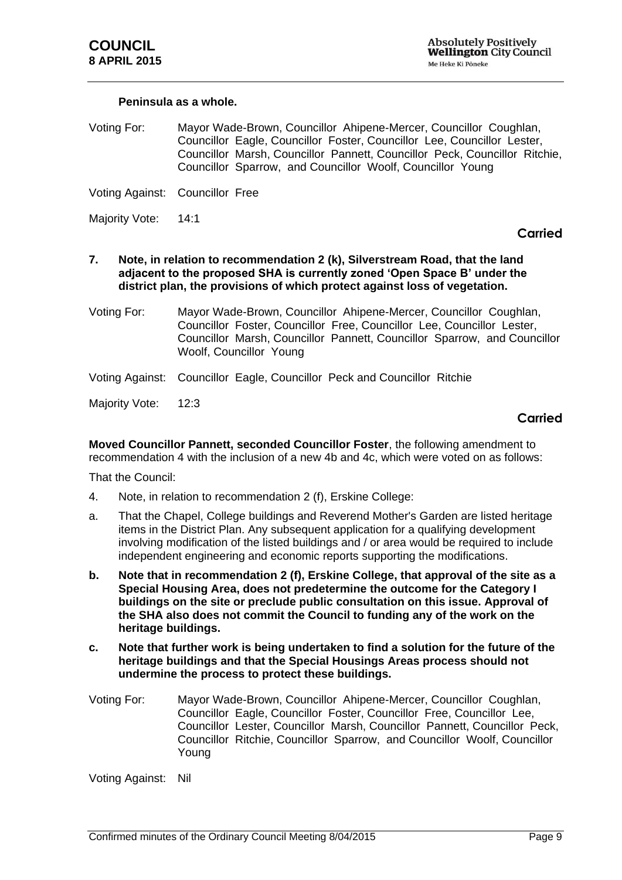**Peninsula as a whole.**

Voting For: Mayor Wade-Brown, Councillor Ahipene-Mercer, Councillor Coughlan, Councillor Eagle, Councillor Foster, Councillor Lee, Councillor Lester, Councillor Marsh, Councillor Pannett, Councillor Peck, Councillor Ritchie, Councillor Sparrow, and Councillor Woolf, Councillor Young

Voting Against: Councillor Free

Majority Vote: 14:1

**Carried**

**7. Note, in relation to recommendation 2 (k), Silverstream Road, that the land adjacent to the proposed SHA is currently zoned 'Open Space B' under the district plan, the provisions of which protect against loss of vegetation.**

Voting For: Mayor Wade-Brown, Councillor Ahipene-Mercer, Councillor Coughlan, Councillor Foster, Councillor Free, Councillor Lee, Councillor Lester, Councillor Marsh, Councillor Pannett, Councillor Sparrow, and Councillor Woolf, Councillor Young

Voting Against: Councillor Eagle, Councillor Peck and Councillor Ritchie

Majority Vote: 12:3

**Carried**

**Moved Councillor Pannett, seconded Councillor Foster**, the following amendment to recommendation 4 with the inclusion of a new 4b and 4c, which were voted on as follows:

That the Council:

4. Note, in relation to recommendation 2 (f), Erskine College:

a. That the Chapel, College buildings and Reverend Mother's Garden are listed heritage items in the District Plan. Any subsequent application for a qualifying development involving modification of the listed buildings and / or area would be required to include independent engineering and economic reports supporting the modifications.

**b. Note that in recommendation 2 (f), Erskine College, that approval of the site as a Special Housing Area, does not predetermine the outcome for the Category I buildings on the site or preclude public consultation on this issue. Approval of the SHA also does not commit the Council to funding any of the work on the heritage buildings.**

**c. Note that further work is being undertaken to find a solution for the future of the heritage buildings and that the Special Housings Areas process should not undermine the process to protect these buildings.**

Voting For: Mayor Wade-Brown, Councillor Ahipene-Mercer, Councillor Coughlan, Councillor Eagle, Councillor Foster, Councillor Free, Councillor Lee, Councillor Lester, Councillor Marsh, Councillor Pannett, Councillor Peck, Councillor Ritchie, Councillor Sparrow, and Councillor Woolf, Councillor Young

Voting Against: Nil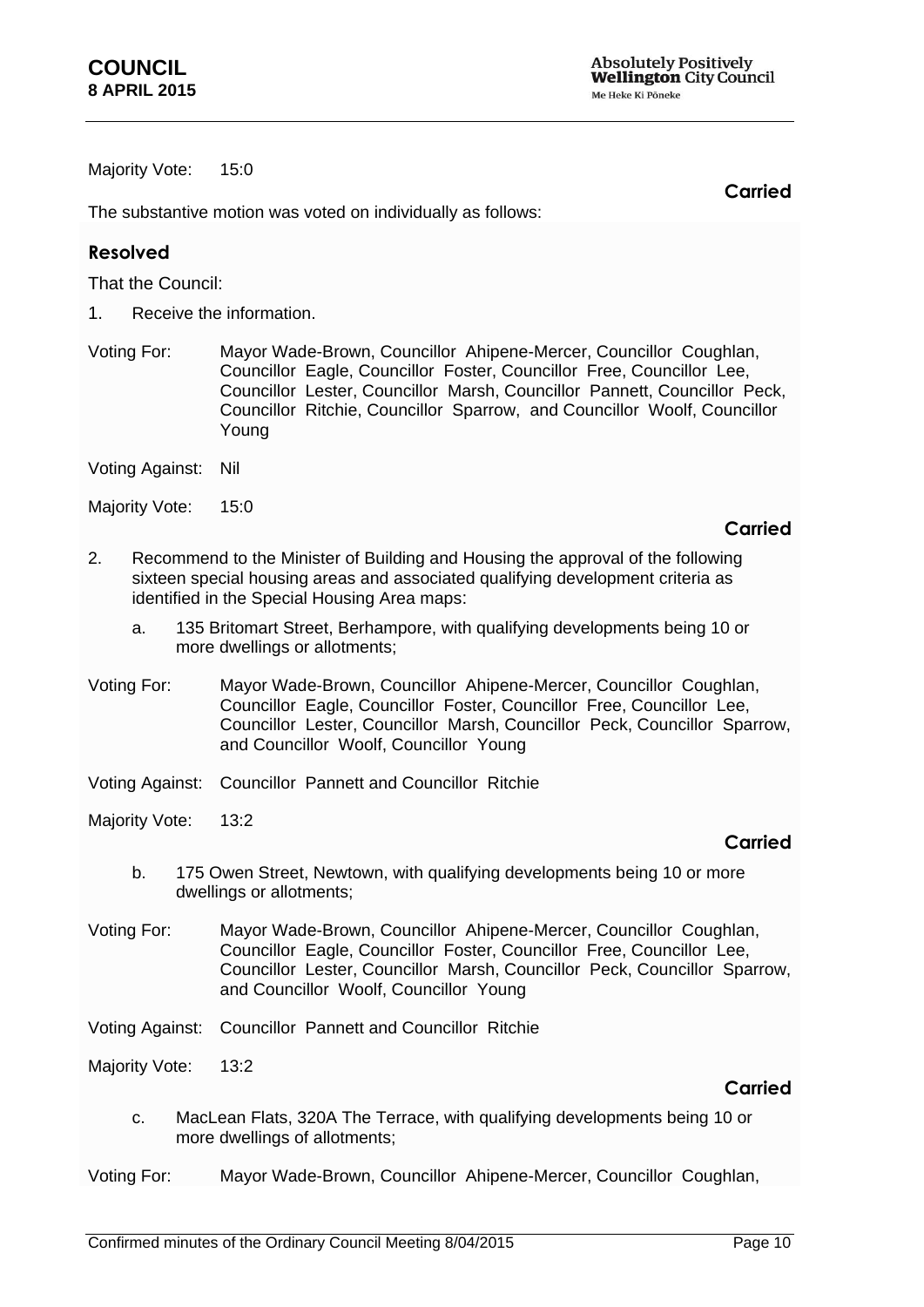Majority Vote: 15:0

**Carried**

The substantive motion was voted on individually as follows:

**Resolved**

That the Council:

1. Receive the information.

Voting For: Mayor Wade-Brown, Councillor Ahipene-Mercer, Councillor Coughlan, Councillor Eagle, Councillor Foster, Councillor Free, Councillor Lee, Councillor Lester, Councillor Marsh, Councillor Pannett, Councillor Peck, Councillor Ritchie, Councillor Sparrow, and Councillor Woolf, Councillor Young

Voting Against: Nil

Majority Vote: 15:0

**Carried**

2. Recommend to the Minister of Building and Housing the approval of the following sixteen special housing areas and associated qualifying development criteria as identified in the Special Housing Area maps:

   a. 135 Britomart Street, Berhampore, with qualifying developments being 10 or more dwellings or allotments;

Voting For: Mayor Wade-Brown, Councillor Ahipene-Mercer, Councillor Coughlan, Councillor Eagle, Councillor Foster, Councillor Free, Councillor Lee, Councillor Lester, Councillor Marsh, Councillor Peck, Councillor Sparrow, and Councillor Woolf, Councillor Young

Voting Against: Councillor Pannett and Councillor Ritchie

Majority Vote: 13:2

**Carried**

   b. 175 Owen Street, Newtown, with qualifying developments being 10 or more dwellings or allotments;

Voting For: Mayor Wade-Brown, Councillor Ahipene-Mercer, Councillor Coughlan, Councillor Eagle, Councillor Foster, Councillor Free, Councillor Lee, Councillor Lester, Councillor Marsh, Councillor Peck, Councillor Sparrow, and Councillor Woolf, Councillor Young

Voting Against: Councillor Pannett and Councillor Ritchie

Majority Vote: 13:2

**Carried**

   c. MacLean Flats, 320A The Terrace, with qualifying developments being 10 or more dwellings of allotments;

Voting For: Mayor Wade-Brown, Councillor Ahipene-Mercer, Councillor Coughlan,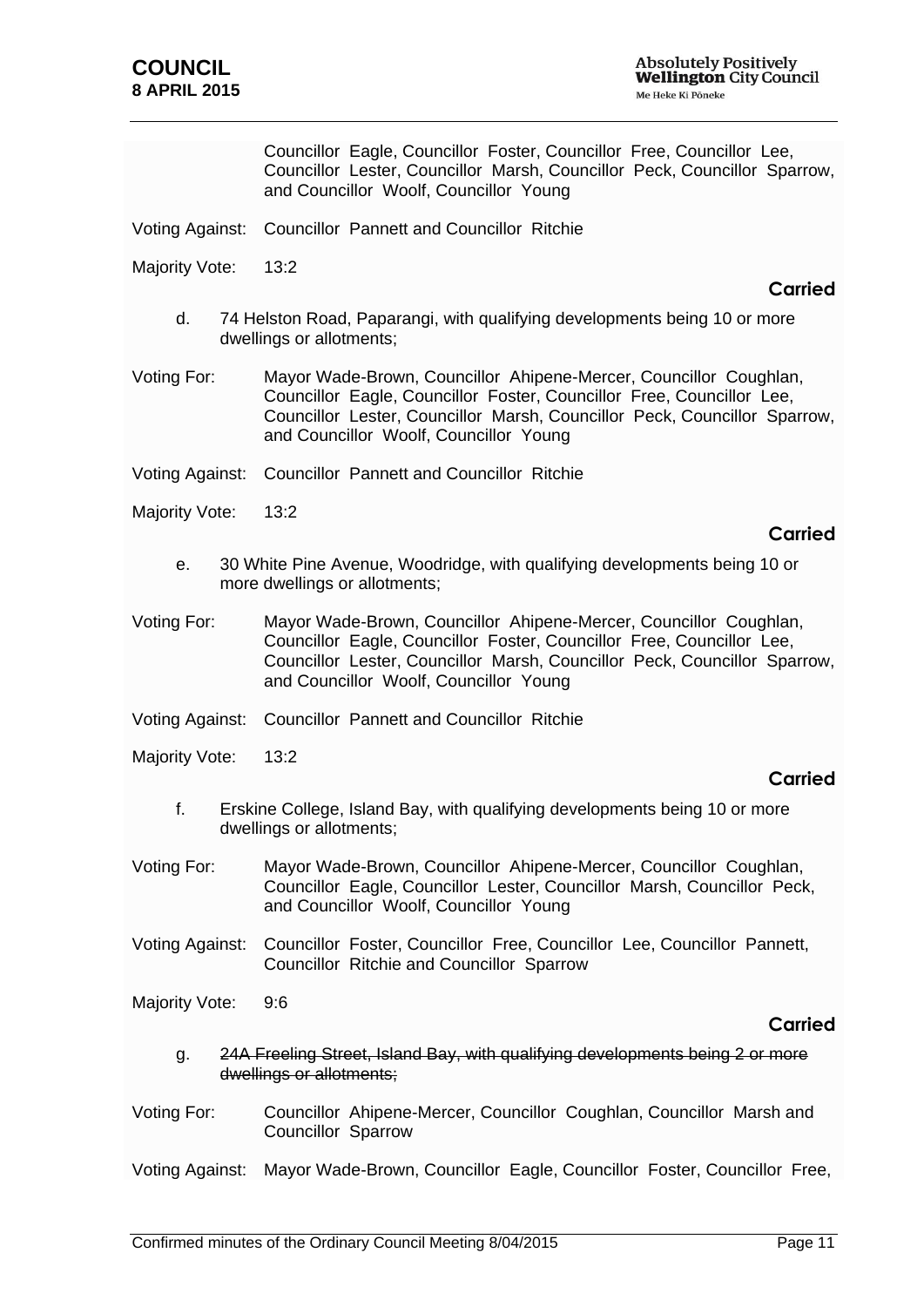Councillor Eagle, Councillor Foster, Councillor Free, Councillor Lee, Councillor Lester, Councillor Marsh, Councillor Peck, Councillor Sparrow, and Councillor Woolf, Councillor Young

Voting Against: Councillor Pannett and Councillor Ritchie

Majority Vote: 13:2

**Carried**

d. 74 Helston Road, Paparangi, with qualifying developments being 10 or more dwellings or allotments;

Voting For: Mayor Wade-Brown, Councillor Ahipene-Mercer, Councillor Coughlan, Councillor Eagle, Councillor Foster, Councillor Free, Councillor Lee, Councillor Lester, Councillor Marsh, Councillor Peck, Councillor Sparrow, and Councillor Woolf, Councillor Young

Voting Against: Councillor Pannett and Councillor Ritchie

Majority Vote: 13:2

**Carried**

e. 30 White Pine Avenue, Woodridge, with qualifying developments being 10 or more dwellings or allotments;

Voting For: Mayor Wade-Brown, Councillor Ahipene-Mercer, Councillor Coughlan, Councillor Eagle, Councillor Foster, Councillor Free, Councillor Lee, Councillor Lester, Councillor Marsh, Councillor Peck, Councillor Sparrow, and Councillor Woolf, Councillor Young

Voting Against: Councillor Pannett and Councillor Ritchie

Majority Vote: 13:2

**Carried**

f. Erskine College, Island Bay, with qualifying developments being 10 or more dwellings or allotments;

Voting For: Mayor Wade-Brown, Councillor Ahipene-Mercer, Councillor Coughlan, Councillor Eagle, Councillor Lester, Councillor Marsh, Councillor Peck, and Councillor Woolf, Councillor Young

Voting Against: Councillor Foster, Councillor Free, Councillor Lee, Councillor Pannett, Councillor Ritchie and Councillor Sparrow

Majority Vote: 9:6

**Carried**

g. ~~24A Freeling Street, Island Bay, with qualifying developments being 2 or more dwellings or allotments;~~

Voting For: Councillor Ahipene-Mercer, Councillor Coughlan, Councillor Marsh and Councillor Sparrow

Voting Against: Mayor Wade-Brown, Councillor Eagle, Councillor Foster, Councillor Free,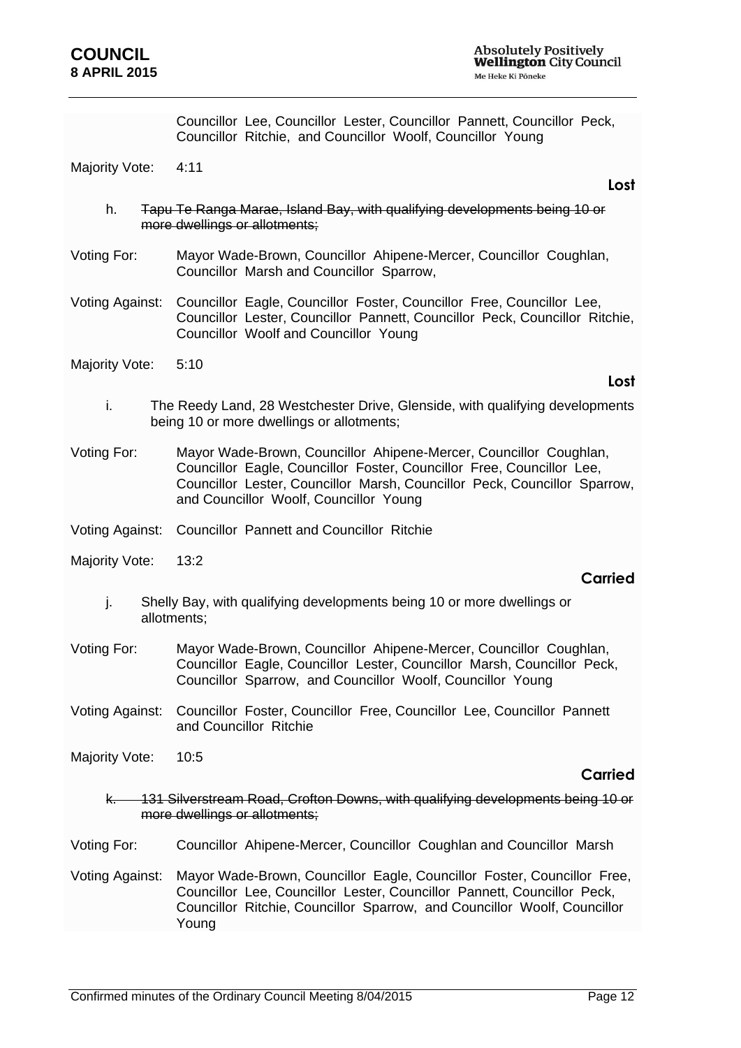Councillor Lee, Councillor Lester, Councillor Pannett, Councillor Peck, Councillor Ritchie, and Councillor Woolf, Councillor Young

Majority Vote: 4:11

**Lost**

h. ~~Tapu Te Ranga Marae, Island Bay, with qualifying developments being 10 or more dwellings or allotments;~~

Voting For: Mayor Wade-Brown, Councillor Ahipene-Mercer, Councillor Coughlan, Councillor Marsh and Councillor Sparrow,

Voting Against: Councillor Eagle, Councillor Foster, Councillor Free, Councillor Lee, Councillor Lester, Councillor Pannett, Councillor Peck, Councillor Ritchie, Councillor Woolf and Councillor Young

Majority Vote: 5:10

**Lost**

i. The Reedy Land, 28 Westchester Drive, Glenside, with qualifying developments being 10 or more dwellings or allotments;

Voting For: Mayor Wade-Brown, Councillor Ahipene-Mercer, Councillor Coughlan, Councillor Eagle, Councillor Foster, Councillor Free, Councillor Lee, Councillor Lester, Councillor Marsh, Councillor Peck, Councillor Sparrow, and Councillor Woolf, Councillor Young

Voting Against: Councillor Pannett and Councillor Ritchie

Majority Vote: 13:2

**Carried**

j. Shelly Bay, with qualifying developments being 10 or more dwellings or allotments;

Voting For: Mayor Wade-Brown, Councillor Ahipene-Mercer, Councillor Coughlan, Councillor Eagle, Councillor Lester, Councillor Marsh, Councillor Peck, Councillor Sparrow, and Councillor Woolf, Councillor Young

Voting Against: Councillor Foster, Councillor Free, Councillor Lee, Councillor Pannett and Councillor Ritchie

Majority Vote: 10:5

**Carried**

~~k. 131 Silverstream Road, Crofton Downs, with qualifying developments being 10 or more dwellings or allotments;~~

Voting For: Councillor Ahipene-Mercer, Councillor Coughlan and Councillor Marsh

Voting Against: Mayor Wade-Brown, Councillor Eagle, Councillor Foster, Councillor Free, Councillor Lee, Councillor Lester, Councillor Pannett, Councillor Peck, Councillor Ritchie, Councillor Sparrow, and Councillor Woolf, Councillor Young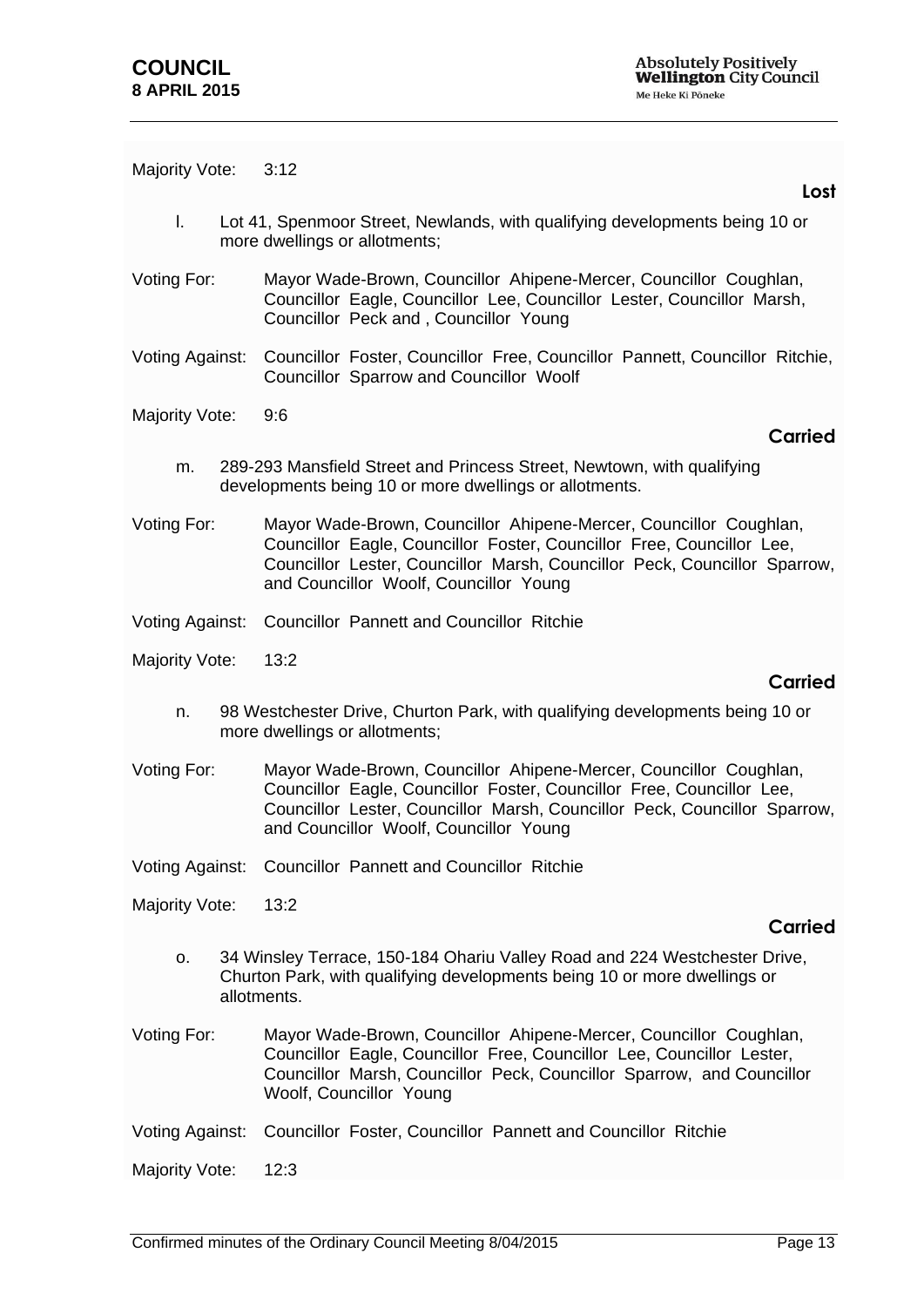Majority Vote: 3:12

**Lost**

l. Lot 41, Spenmoor Street, Newlands, with qualifying developments being 10 or more dwellings or allotments;

Voting For: Mayor Wade-Brown, Councillor Ahipene-Mercer, Councillor Coughlan, Councillor Eagle, Councillor Lee, Councillor Lester, Councillor Marsh, Councillor Peck and , Councillor Young

Voting Against: Councillor Foster, Councillor Free, Councillor Pannett, Councillor Ritchie, Councillor Sparrow and Councillor Woolf

Majority Vote: 9:6

**Carried**

m. 289-293 Mansfield Street and Princess Street, Newtown, with qualifying developments being 10 or more dwellings or allotments.

Voting For: Mayor Wade-Brown, Councillor Ahipene-Mercer, Councillor Coughlan, Councillor Eagle, Councillor Foster, Councillor Free, Councillor Lee, Councillor Lester, Councillor Marsh, Councillor Peck, Councillor Sparrow, and Councillor Woolf, Councillor Young

Voting Against: Councillor Pannett and Councillor Ritchie

Majority Vote: 13:2

**Carried**

n. 98 Westchester Drive, Churton Park, with qualifying developments being 10 or more dwellings or allotments;

Voting For: Mayor Wade-Brown, Councillor Ahipene-Mercer, Councillor Coughlan, Councillor Eagle, Councillor Foster, Councillor Free, Councillor Lee, Councillor Lester, Councillor Marsh, Councillor Peck, Councillor Sparrow, and Councillor Woolf, Councillor Young

Voting Against: Councillor Pannett and Councillor Ritchie

Majority Vote: 13:2

**Carried**

o. 34 Winsley Terrace, 150-184 Ohariu Valley Road and 224 Westchester Drive, Churton Park, with qualifying developments being 10 or more dwellings or allotments.

Voting For: Mayor Wade-Brown, Councillor Ahipene-Mercer, Councillor Coughlan, Councillor Eagle, Councillor Free, Councillor Lee, Councillor Lester, Councillor Marsh, Councillor Peck, Councillor Sparrow, and Councillor Woolf, Councillor Young

Voting Against: Councillor Foster, Councillor Pannett and Councillor Ritchie

Majority Vote: 12:3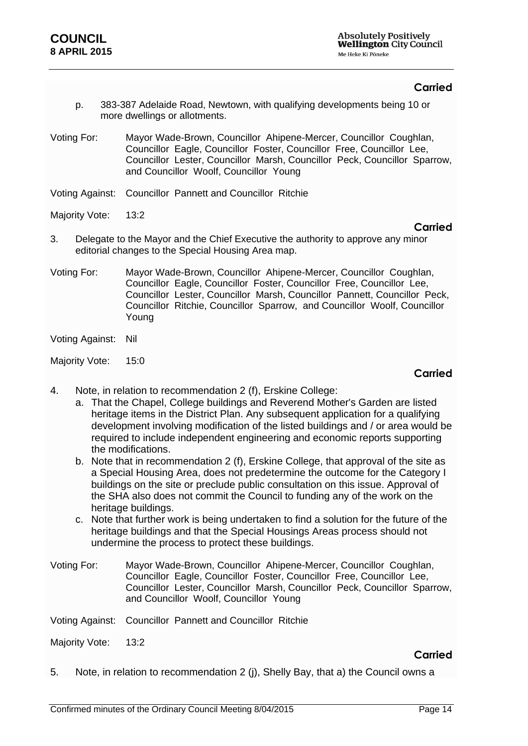**Carried**

p. 383-387 Adelaide Road, Newtown, with qualifying developments being 10 or more dwellings or allotments.

Voting For: Mayor Wade-Brown, Councillor Ahipene-Mercer, Councillor Coughlan, Councillor Eagle, Councillor Foster, Councillor Free, Councillor Lee, Councillor Lester, Councillor Marsh, Councillor Peck, Councillor Sparrow, and Councillor Woolf, Councillor Young

Voting Against: Councillor Pannett and Councillor Ritchie

Majority Vote: 13:2

**Carried**

3. Delegate to the Mayor and the Chief Executive the authority to approve any minor editorial changes to the Special Housing Area map.

Voting For: Mayor Wade-Brown, Councillor Ahipene-Mercer, Councillor Coughlan, Councillor Eagle, Councillor Foster, Councillor Free, Councillor Lee, Councillor Lester, Councillor Marsh, Councillor Pannett, Councillor Peck, Councillor Ritchie, Councillor Sparrow, and Councillor Woolf, Councillor Young

Voting Against: Nil

Majority Vote: 15:0

**Carried**

4. Note, in relation to recommendation 2 (f), Erskine College:
   a. That the Chapel, College buildings and Reverend Mother's Garden are listed heritage items in the District Plan. Any subsequent application for a qualifying development involving modification of the listed buildings and / or area would be required to include independent engineering and economic reports supporting the modifications.
   b. Note that in recommendation 2 (f), Erskine College, that approval of the site as a Special Housing Area, does not predetermine the outcome for the Category I buildings on the site or preclude public consultation on this issue. Approval of the SHA also does not commit the Council to funding any of the work on the heritage buildings.
   c. Note that further work is being undertaken to find a solution for the future of the heritage buildings and that the Special Housings Areas process should not undermine the process to protect these buildings.

Voting For: Mayor Wade-Brown, Councillor Ahipene-Mercer, Councillor Coughlan, Councillor Eagle, Councillor Foster, Councillor Free, Councillor Lee, Councillor Lester, Councillor Marsh, Councillor Peck, Councillor Sparrow, and Councillor Woolf, Councillor Young

Voting Against: Councillor Pannett and Councillor Ritchie

Majority Vote: 13:2

**Carried**

5. Note, in relation to recommendation 2 (j), Shelly Bay, that a) the Council owns a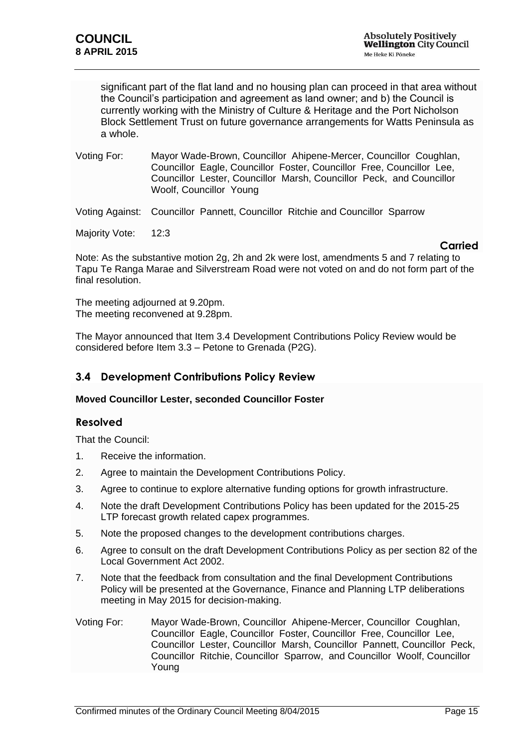significant part of the flat land and no housing plan can proceed in that area without the Council's participation and agreement as land owner; and b) the Council is currently working with the Ministry of Culture & Heritage and the Port Nicholson Block Settlement Trust on future governance arrangements for Watts Peninsula as a whole.

Voting For: Mayor Wade-Brown, Councillor Ahipene-Mercer, Councillor Coughlan, Councillor Eagle, Councillor Foster, Councillor Free, Councillor Lee, Councillor Lester, Councillor Marsh, Councillor Peck, and Councillor Woolf, Councillor Young

Voting Against: Councillor Pannett, Councillor Ritchie and Councillor Sparrow

Majority Vote: 12:3

**Carried**

Note: As the substantive motion 2g, 2h and 2k were lost, amendments 5 and 7 relating to Tapu Te Ranga Marae and Silverstream Road were not voted on and do not form part of the final resolution.

The meeting adjourned at 9.20pm.
The meeting reconvened at 9.28pm.

The Mayor announced that Item 3.4 Development Contributions Policy Review would be considered before Item 3.3 – Petone to Grenada (P2G).

## 3.4 Development Contributions Policy Review

**Moved Councillor Lester, seconded Councillor Foster**

### Resolved

That the Council:

1. Receive the information.
2. Agree to maintain the Development Contributions Policy.
3. Agree to continue to explore alternative funding options for growth infrastructure.
4. Note the draft Development Contributions Policy has been updated for the 2015-25 LTP forecast growth related capex programmes.
5. Note the proposed changes to the development contributions charges.
6. Agree to consult on the draft Development Contributions Policy as per section 82 of the Local Government Act 2002.
7. Note that the feedback from consultation and the final Development Contributions Policy will be presented at the Governance, Finance and Planning LTP deliberations meeting in May 2015 for decision-making.

Voting For: Mayor Wade-Brown, Councillor Ahipene-Mercer, Councillor Coughlan, Councillor Eagle, Councillor Foster, Councillor Free, Councillor Lee, Councillor Lester, Councillor Marsh, Councillor Pannett, Councillor Peck, Councillor Ritchie, Councillor Sparrow, and Councillor Woolf, Councillor Young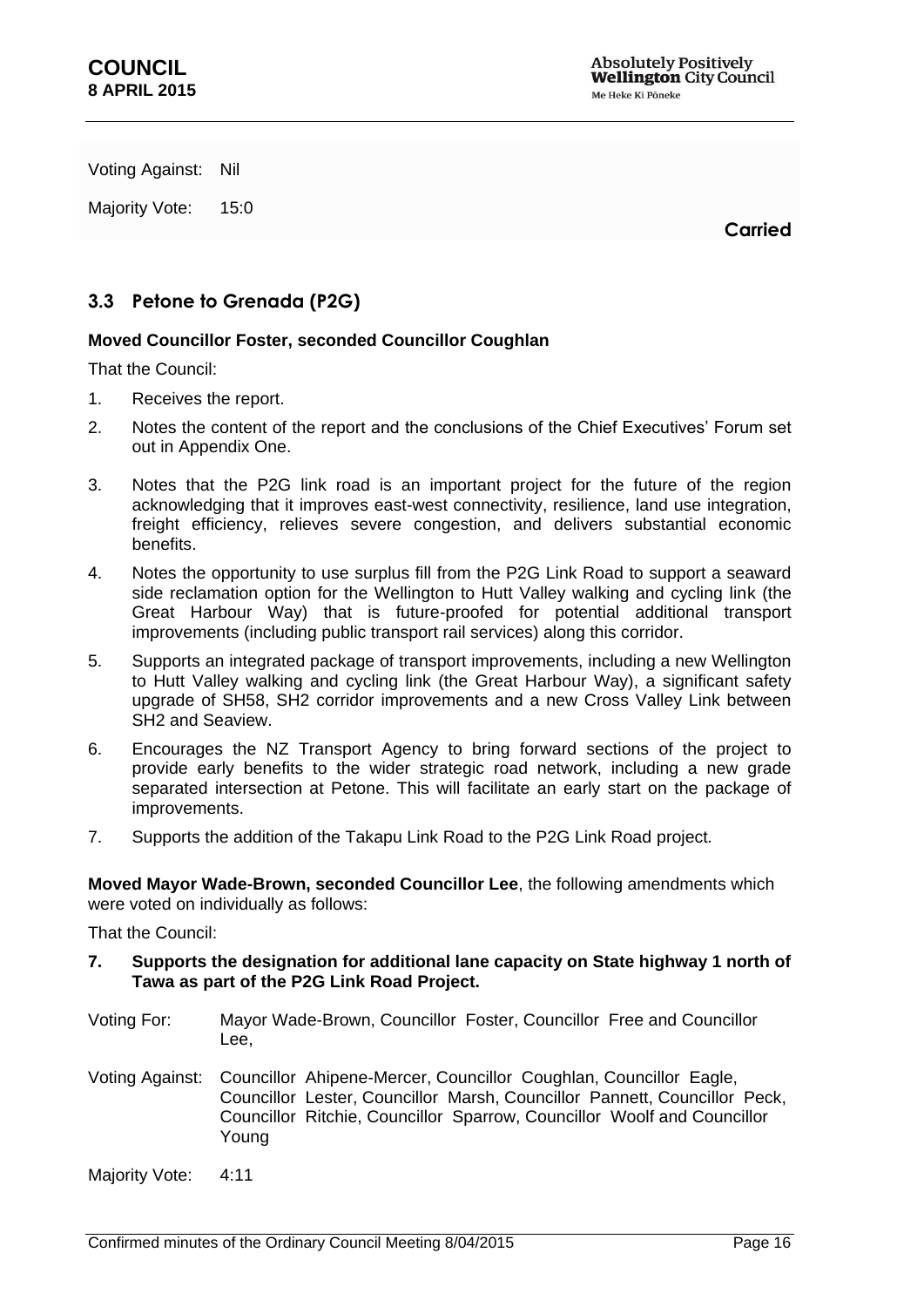Voting Against: Nil

Majority Vote: 15:0

**Carried**

## 3.3 Petone to Grenada (P2G)

**Moved Councillor Foster, seconded Councillor Coughlan**

That the Council:

1. Receives the report.
2. Notes the content of the report and the conclusions of the Chief Executives' Forum set out in Appendix One.
3. Notes that the P2G link road is an important project for the future of the region acknowledging that it improves east-west connectivity, resilience, land use integration, freight efficiency, relieves severe congestion, and delivers substantial economic benefits.
4. Notes the opportunity to use surplus fill from the P2G Link Road to support a seaward side reclamation option for the Wellington to Hutt Valley walking and cycling link (the Great Harbour Way) that is future-proofed for potential additional transport improvements (including public transport rail services) along this corridor.
5. Supports an integrated package of transport improvements, including a new Wellington to Hutt Valley walking and cycling link (the Great Harbour Way), a significant safety upgrade of SH58, SH2 corridor improvements and a new Cross Valley Link between SH2 and Seaview.
6. Encourages the NZ Transport Agency to bring forward sections of the project to provide early benefits to the wider strategic road network, including a new grade separated intersection at Petone. This will facilitate an early start on the package of improvements.
7. Supports the addition of the Takapu Link Road to the P2G Link Road project.

**Moved Mayor Wade-Brown, seconded Councillor Lee**, the following amendments which were voted on individually as follows:

That the Council:

**7. Supports the designation for additional lane capacity on State highway 1 north of Tawa as part of the P2G Link Road Project.**

Voting For: Mayor Wade-Brown, Councillor Foster, Councillor Free and Councillor Lee,

Voting Against: Councillor Ahipene-Mercer, Councillor Coughlan, Councillor Eagle, Councillor Lester, Councillor Marsh, Councillor Pannett, Councillor Peck, Councillor Ritchie, Councillor Sparrow, Councillor Woolf and Councillor Young

Majority Vote: 4:11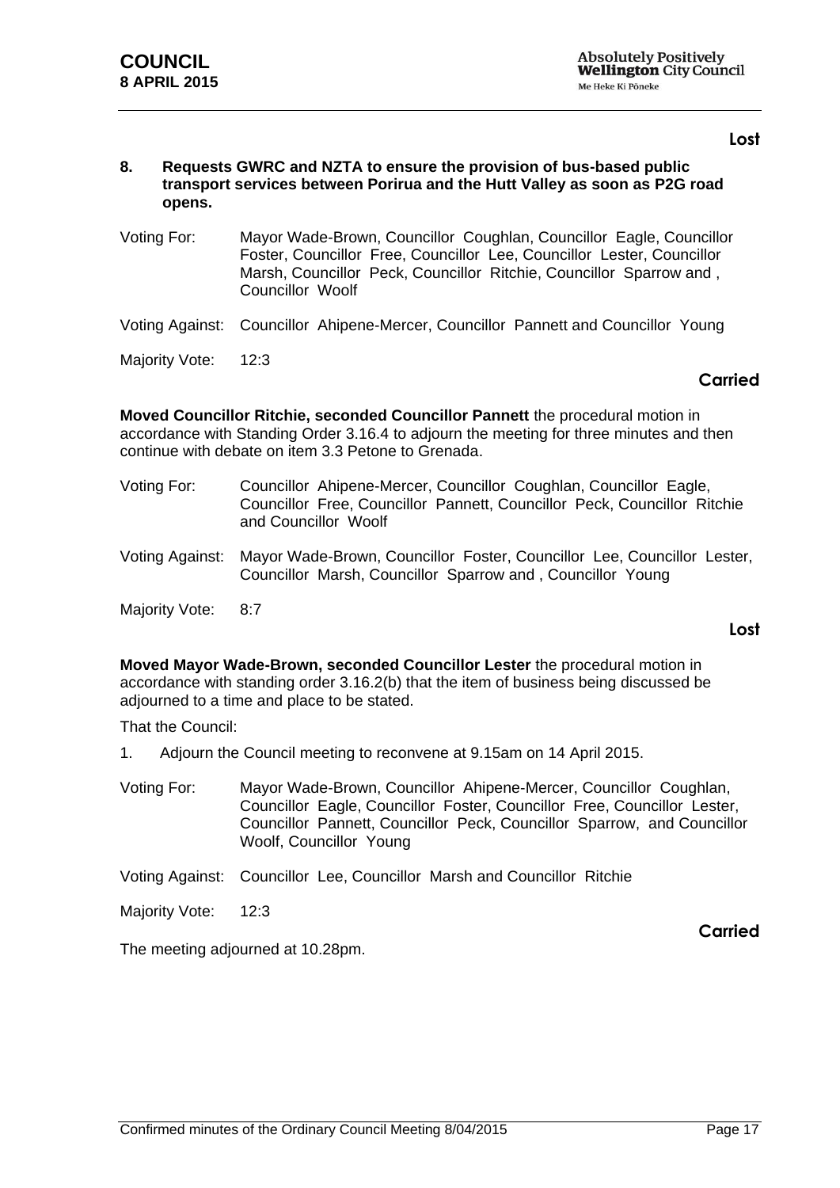**Lost**

**8. Requests GWRC and NZTA to ensure the provision of bus-based public transport services between Porirua and the Hutt Valley as soon as P2G road opens.**

Voting For: Mayor Wade-Brown, Councillor Coughlan, Councillor Eagle, Councillor Foster, Councillor Free, Councillor Lee, Councillor Lester, Councillor Marsh, Councillor Peck, Councillor Ritchie, Councillor Sparrow and , Councillor Woolf

Voting Against: Councillor Ahipene-Mercer, Councillor Pannett and Councillor Young

Majority Vote: 12:3

**Carried**

**Moved Councillor Ritchie, seconded Councillor Pannett** the procedural motion in accordance with Standing Order 3.16.4 to adjourn the meeting for three minutes and then continue with debate on item 3.3 Petone to Grenada.

Voting For: Councillor Ahipene-Mercer, Councillor Coughlan, Councillor Eagle, Councillor Free, Councillor Pannett, Councillor Peck, Councillor Ritchie and Councillor Woolf

Voting Against: Mayor Wade-Brown, Councillor Foster, Councillor Lee, Councillor Lester, Councillor Marsh, Councillor Sparrow and , Councillor Young

Majority Vote: 8:7

**Lost**

**Moved Mayor Wade-Brown, seconded Councillor Lester** the procedural motion in accordance with standing order 3.16.2(b) that the item of business being discussed be adjourned to a time and place to be stated.

That the Council:

1. Adjourn the Council meeting to reconvene at 9.15am on 14 April 2015.

Voting For: Mayor Wade-Brown, Councillor Ahipene-Mercer, Councillor Coughlan, Councillor Eagle, Councillor Foster, Councillor Free, Councillor Lester, Councillor Pannett, Councillor Peck, Councillor Sparrow, and Councillor Woolf, Councillor Young

Voting Against: Councillor Lee, Councillor Marsh and Councillor Ritchie

Majority Vote: 12:3

**Carried**

The meeting adjourned at 10.28pm.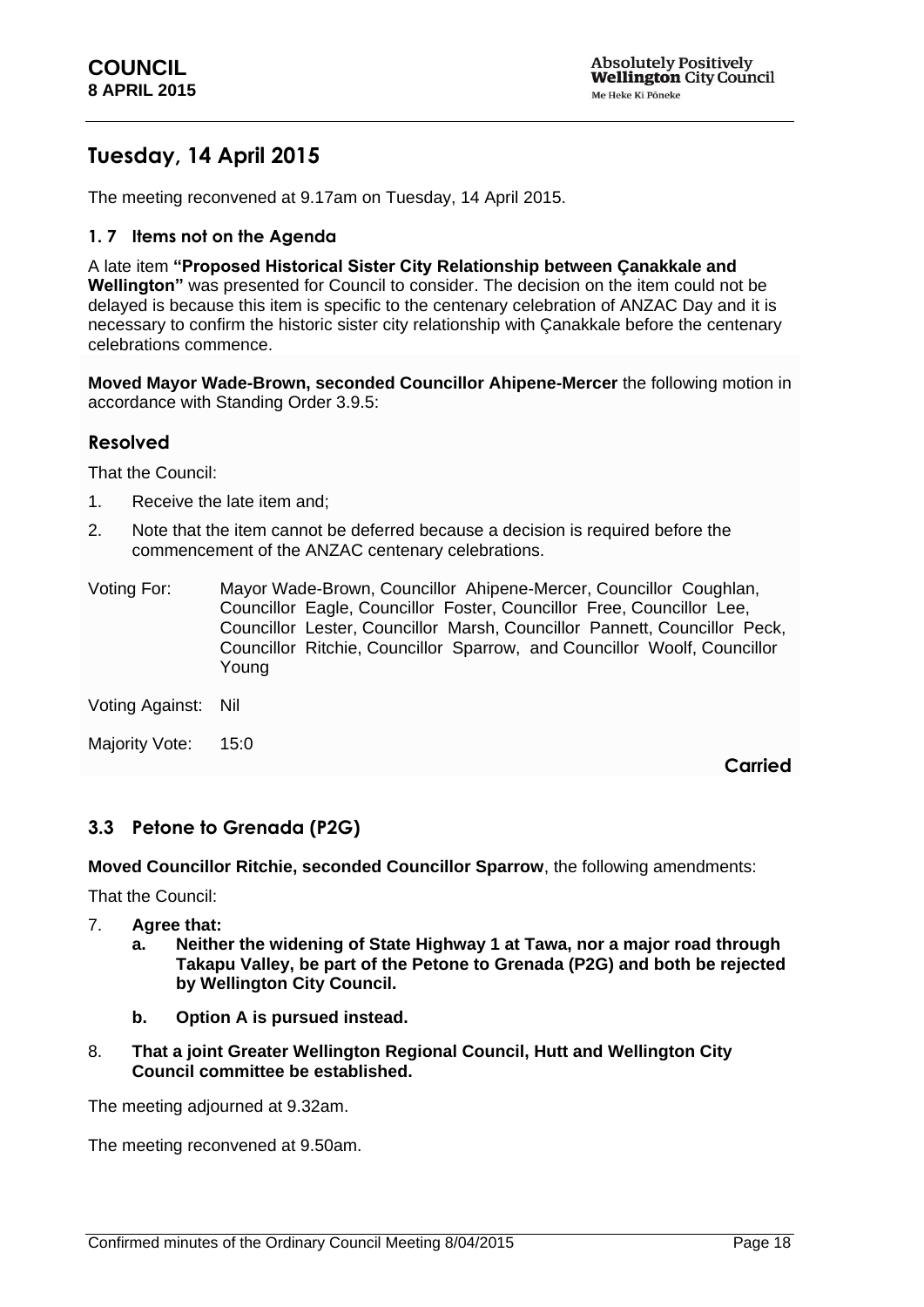# Tuesday, 14 April 2015

The meeting reconvened at 9.17am on Tuesday, 14 April 2015.

### 1. 7 Items not on the Agenda

A late item **"Proposed Historical Sister City Relationship between Çanakkale and Wellington"** was presented for Council to consider. The decision on the item could not be delayed is because this item is specific to the centenary celebration of ANZAC Day and it is necessary to confirm the historic sister city relationship with Çanakkale before the centenary celebrations commence.

**Moved Mayor Wade-Brown, seconded Councillor Ahipene-Mercer** the following motion in accordance with Standing Order 3.9.5:

## Resolved

That the Council:

1. Receive the late item and;
2. Note that the item cannot be deferred because a decision is required before the commencement of the ANZAC centenary celebrations.

Voting For: Mayor Wade-Brown, Councillor Ahipene-Mercer, Councillor Coughlan, Councillor Eagle, Councillor Foster, Councillor Free, Councillor Lee, Councillor Lester, Councillor Marsh, Councillor Pannett, Councillor Peck, Councillor Ritchie, Councillor Sparrow, and Councillor Woolf, Councillor Young

Voting Against: Nil

Majority Vote: 15:0

**Carried**

## 3.3 Petone to Grenada (P2G)

**Moved Councillor Ritchie, seconded Councillor Sparrow**, the following amendments:

That the Council:

7. **Agree that:**
   a. **Neither the widening of State Highway 1 at Tawa, nor a major road through Takapu Valley, be part of the Petone to Grenada (P2G) and both be rejected by Wellington City Council.**
   b. **Option A is pursued instead.**
8. **That a joint Greater Wellington Regional Council, Hutt and Wellington City Council committee be established.**

The meeting adjourned at 9.32am.

The meeting reconvened at 9.50am.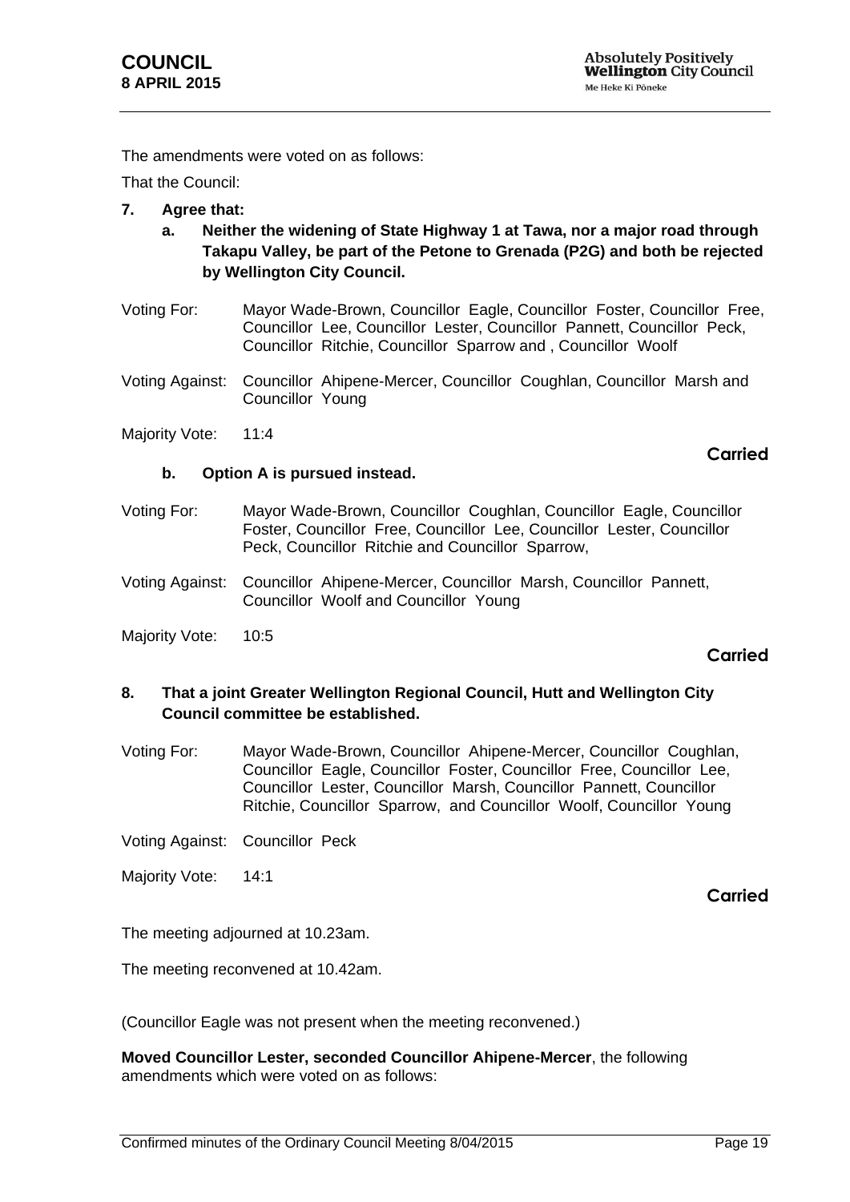The amendments were voted on as follows:

That the Council:

**7. Agree that:**

**a. Neither the widening of State Highway 1 at Tawa, nor a major road through Takapu Valley, be part of the Petone to Grenada (P2G) and both be rejected by Wellington City Council.**

Voting For: Mayor Wade-Brown, Councillor Eagle, Councillor Foster, Councillor Free, Councillor Lee, Councillor Lester, Councillor Pannett, Councillor Peck, Councillor Ritchie, Councillor Sparrow and , Councillor Woolf

Voting Against: Councillor Ahipene-Mercer, Councillor Coughlan, Councillor Marsh and Councillor Young

Majority Vote: 11:4

**Carried**

**b. Option A is pursued instead.**

Voting For: Mayor Wade-Brown, Councillor Coughlan, Councillor Eagle, Councillor Foster, Councillor Free, Councillor Lee, Councillor Lester, Councillor Peck, Councillor Ritchie and Councillor Sparrow,

Voting Against: Councillor Ahipene-Mercer, Councillor Marsh, Councillor Pannett, Councillor Woolf and Councillor Young

Majority Vote: 10:5

**Carried**

**8. That a joint Greater Wellington Regional Council, Hutt and Wellington City Council committee be established.**

Voting For: Mayor Wade-Brown, Councillor Ahipene-Mercer, Councillor Coughlan, Councillor Eagle, Councillor Foster, Councillor Free, Councillor Lee, Councillor Lester, Councillor Marsh, Councillor Pannett, Councillor Ritchie, Councillor Sparrow, and Councillor Woolf, Councillor Young

Voting Against: Councillor Peck

Majority Vote: 14:1

**Carried**

The meeting adjourned at 10.23am.

The meeting reconvened at 10.42am.

(Councillor Eagle was not present when the meeting reconvened.)

**Moved Councillor Lester, seconded Councillor Ahipene-Mercer**, the following amendments which were voted on as follows: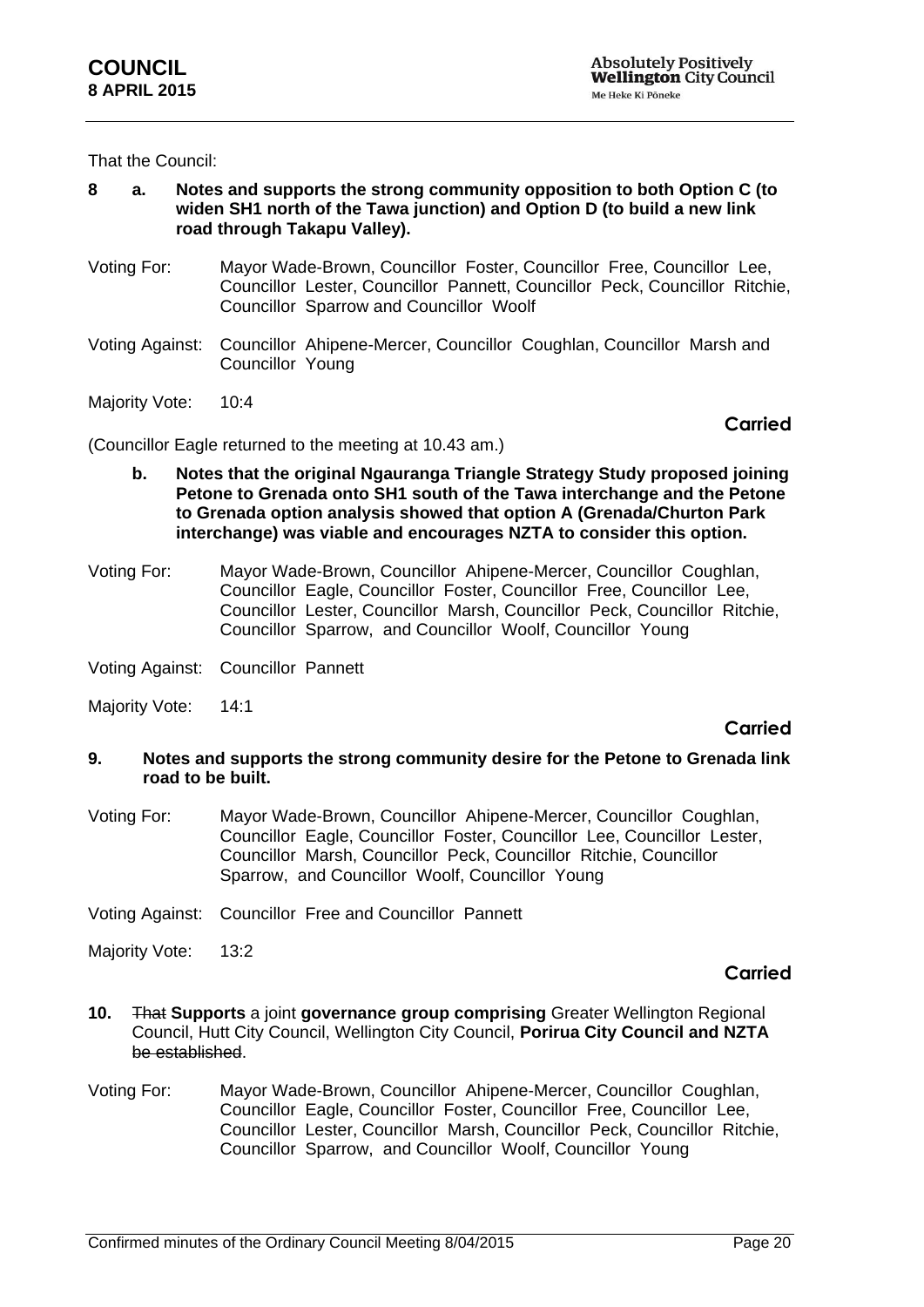That the Council:

**8 a. Notes and supports the strong community opposition to both Option C (to widen SH1 north of the Tawa junction) and Option D (to build a new link road through Takapu Valley).**

Voting For: Mayor Wade-Brown, Councillor Foster, Councillor Free, Councillor Lee, Councillor Lester, Councillor Pannett, Councillor Peck, Councillor Ritchie, Councillor Sparrow and Councillor Woolf

Voting Against: Councillor Ahipene-Mercer, Councillor Coughlan, Councillor Marsh and Councillor Young

Majority Vote: 10:4

**Carried**

(Councillor Eagle returned to the meeting at 10.43 am.)

**b. Notes that the original Ngauranga Triangle Strategy Study proposed joining Petone to Grenada onto SH1 south of the Tawa interchange and the Petone to Grenada option analysis showed that option A (Grenada/Churton Park interchange) was viable and encourages NZTA to consider this option.**

Voting For: Mayor Wade-Brown, Councillor Ahipene-Mercer, Councillor Coughlan, Councillor Eagle, Councillor Foster, Councillor Free, Councillor Lee, Councillor Lester, Councillor Marsh, Councillor Peck, Councillor Ritchie, Councillor Sparrow, and Councillor Woolf, Councillor Young

Voting Against: Councillor Pannett

Majority Vote: 14:1

**Carried**

**9. Notes and supports the strong community desire for the Petone to Grenada link road to be built.**

Voting For: Mayor Wade-Brown, Councillor Ahipene-Mercer, Councillor Coughlan, Councillor Eagle, Councillor Foster, Councillor Lee, Councillor Lester, Councillor Marsh, Councillor Peck, Councillor Ritchie, Councillor Sparrow, and Councillor Woolf, Councillor Young

Voting Against: Councillor Free and Councillor Pannett

Majority Vote: 13:2

**Carried**

**10.** ~~That~~ **Supports** a joint **governance group comprising** Greater Wellington Regional Council, Hutt City Council, Wellington City Council, **Porirua City Council and NZTA** ~~be established~~.

Voting For: Mayor Wade-Brown, Councillor Ahipene-Mercer, Councillor Coughlan, Councillor Eagle, Councillor Foster, Councillor Free, Councillor Lee, Councillor Lester, Councillor Marsh, Councillor Peck, Councillor Ritchie, Councillor Sparrow, and Councillor Woolf, Councillor Young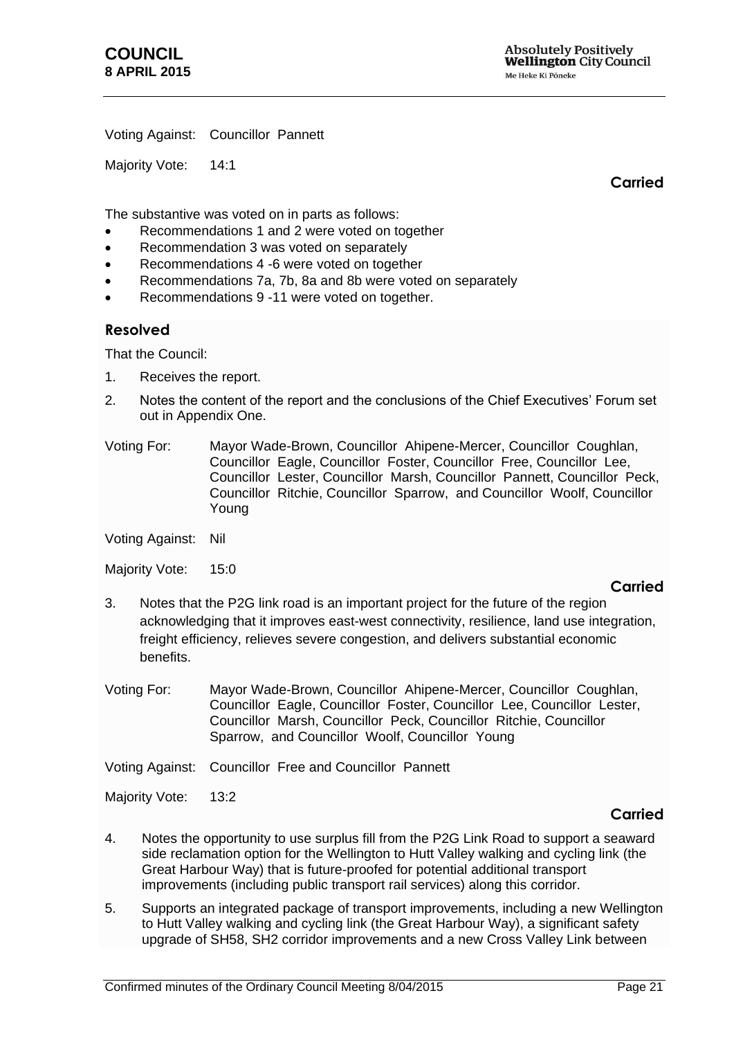Voting Against: Councillor Pannett

Majority Vote: 14:1

**Carried**

The substantive was voted on in parts as follows:

- Recommendations 1 and 2 were voted on together
- Recommendation 3 was voted on separately
- Recommendations 4 -6 were voted on together
- Recommendations 7a, 7b, 8a and 8b were voted on separately
- Recommendations 9 -11 were voted on together.

## Resolved

That the Council:

1. Receives the report.
2. Notes the content of the report and the conclusions of the Chief Executives' Forum set out in Appendix One.

Voting For: Mayor Wade-Brown, Councillor Ahipene-Mercer, Councillor Coughlan, Councillor Eagle, Councillor Foster, Councillor Free, Councillor Lee, Councillor Lester, Councillor Marsh, Councillor Pannett, Councillor Peck, Councillor Ritchie, Councillor Sparrow, and Councillor Woolf, Councillor Young

Voting Against: Nil

Majority Vote: 15:0

**Carried**

3. Notes that the P2G link road is an important project for the future of the region acknowledging that it improves east-west connectivity, resilience, land use integration, freight efficiency, relieves severe congestion, and delivers substantial economic benefits.

Voting For: Mayor Wade-Brown, Councillor Ahipene-Mercer, Councillor Coughlan, Councillor Eagle, Councillor Foster, Councillor Lee, Councillor Lester, Councillor Marsh, Councillor Peck, Councillor Ritchie, Councillor Sparrow, and Councillor Woolf, Councillor Young

Voting Against: Councillor Free and Councillor Pannett

Majority Vote: 13:2

**Carried**

4. Notes the opportunity to use surplus fill from the P2G Link Road to support a seaward side reclamation option for the Wellington to Hutt Valley walking and cycling link (the Great Harbour Way) that is future-proofed for potential additional transport improvements (including public transport rail services) along this corridor.
5. Supports an integrated package of transport improvements, including a new Wellington to Hutt Valley walking and cycling link (the Great Harbour Way), a significant safety upgrade of SH58, SH2 corridor improvements and a new Cross Valley Link between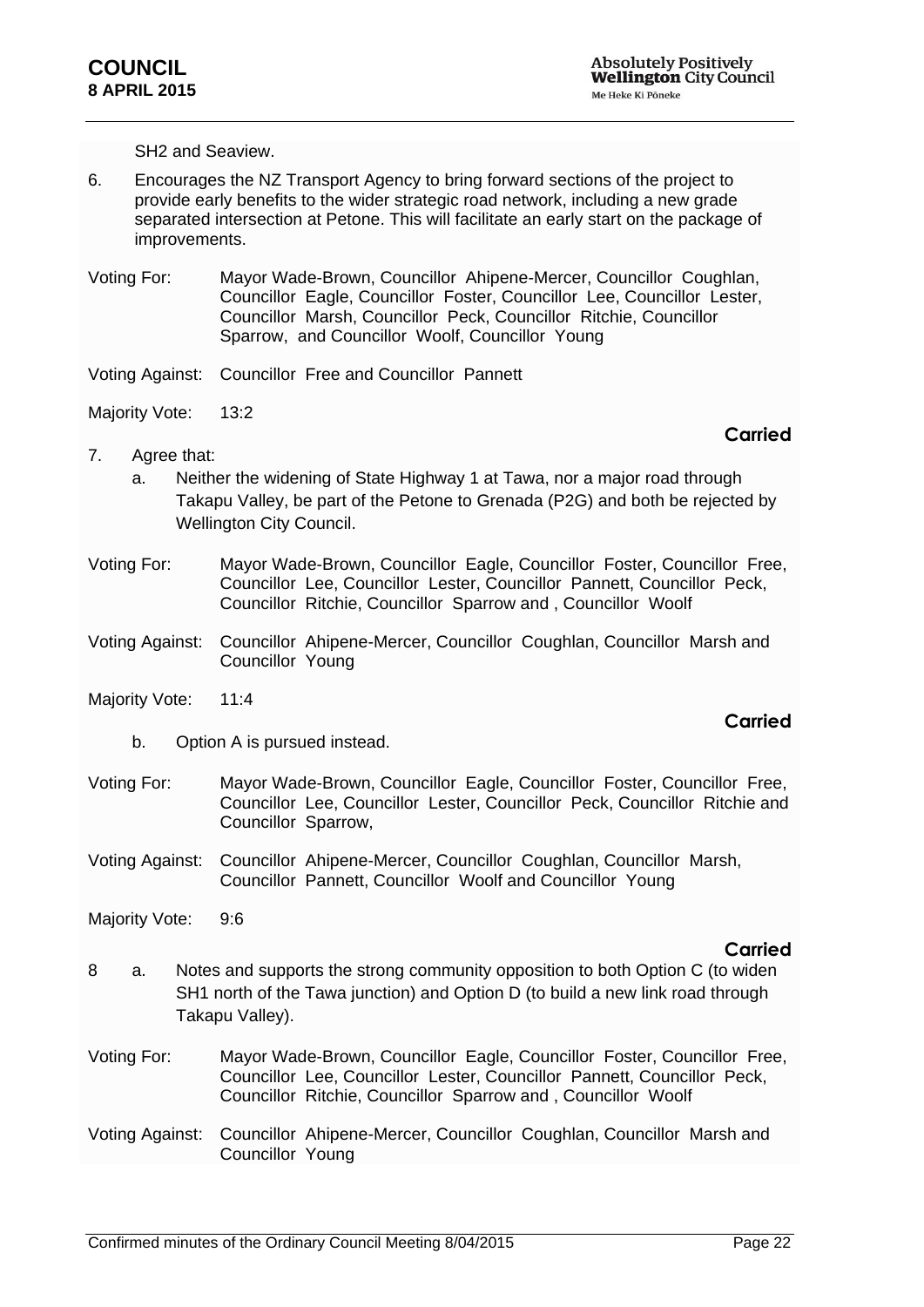SH2 and Seaview.

6. Encourages the NZ Transport Agency to bring forward sections of the project to provide early benefits to the wider strategic road network, including a new grade separated intersection at Petone. This will facilitate an early start on the package of improvements.

Voting For: Mayor Wade-Brown, Councillor Ahipene-Mercer, Councillor Coughlan, Councillor Eagle, Councillor Foster, Councillor Lee, Councillor Lester, Councillor Marsh, Councillor Peck, Councillor Ritchie, Councillor Sparrow, and Councillor Woolf, Councillor Young

Voting Against: Councillor Free and Councillor Pannett

Majority Vote: 13:2

**Carried**

7. Agree that:

   a. Neither the widening of State Highway 1 at Tawa, nor a major road through Takapu Valley, be part of the Petone to Grenada (P2G) and both be rejected by Wellington City Council.

Voting For: Mayor Wade-Brown, Councillor Eagle, Councillor Foster, Councillor Free, Councillor Lee, Councillor Lester, Councillor Pannett, Councillor Peck, Councillor Ritchie, Councillor Sparrow and , Councillor Woolf

Voting Against: Councillor Ahipene-Mercer, Councillor Coughlan, Councillor Marsh and Councillor Young

Majority Vote: 11:4

**Carried**

   b. Option A is pursued instead.

Voting For: Mayor Wade-Brown, Councillor Eagle, Councillor Foster, Councillor Free, Councillor Lee, Councillor Lester, Councillor Peck, Councillor Ritchie and Councillor Sparrow,

Voting Against: Councillor Ahipene-Mercer, Councillor Coughlan, Councillor Marsh, Councillor Pannett, Councillor Woolf and Councillor Young

Majority Vote: 9:6

**Carried**

8 a. Notes and supports the strong community opposition to both Option C (to widen SH1 north of the Tawa junction) and Option D (to build a new link road through Takapu Valley).

Voting For: Mayor Wade-Brown, Councillor Eagle, Councillor Foster, Councillor Free, Councillor Lee, Councillor Lester, Councillor Pannett, Councillor Peck, Councillor Ritchie, Councillor Sparrow and , Councillor Woolf

Voting Against: Councillor Ahipene-Mercer, Councillor Coughlan, Councillor Marsh and Councillor Young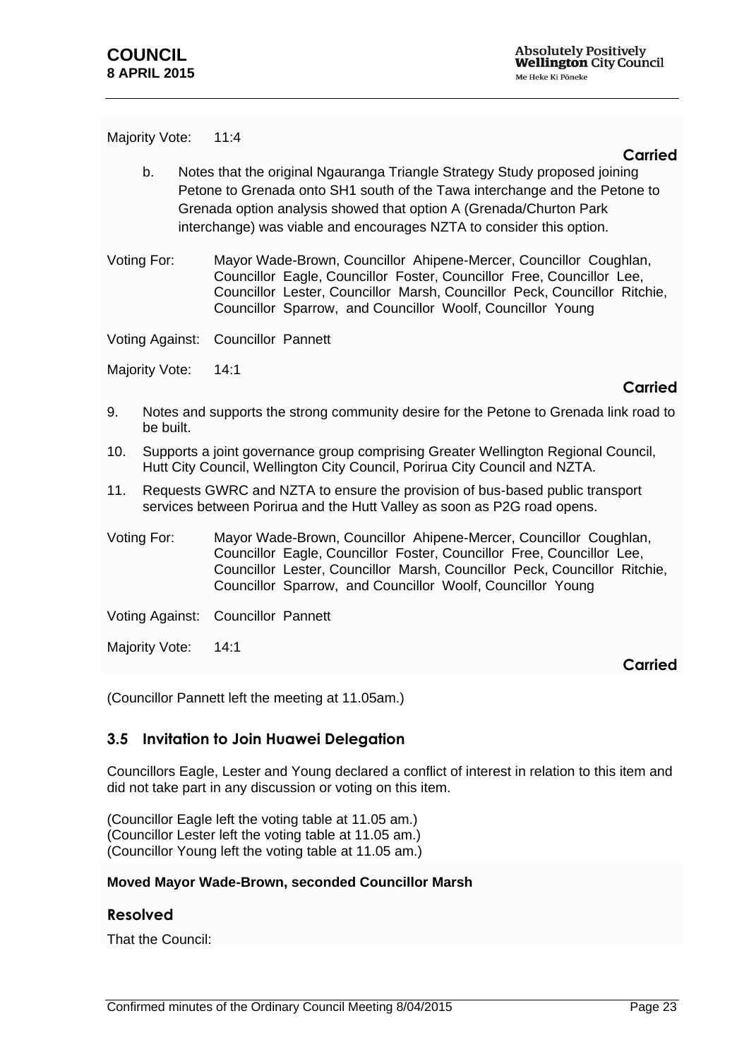Majority Vote: 11:4

**Carried**

b. Notes that the original Ngauranga Triangle Strategy Study proposed joining Petone to Grenada onto SH1 south of the Tawa interchange and the Petone to Grenada option analysis showed that option A (Grenada/Churton Park interchange) was viable and encourages NZTA to consider this option.

Voting For: Mayor Wade-Brown, Councillor Ahipene-Mercer, Councillor Coughlan, Councillor Eagle, Councillor Foster, Councillor Free, Councillor Lee, Councillor Lester, Councillor Marsh, Councillor Peck, Councillor Ritchie, Councillor Sparrow, and Councillor Woolf, Councillor Young

Voting Against: Councillor Pannett

Majority Vote: 14:1

**Carried**

9. Notes and supports the strong community desire for the Petone to Grenada link road to be built.
10. Supports a joint governance group comprising Greater Wellington Regional Council, Hutt City Council, Wellington City Council, Porirua City Council and NZTA.
11. Requests GWRC and NZTA to ensure the provision of bus-based public transport services between Porirua and the Hutt Valley as soon as P2G road opens.

Voting For: Mayor Wade-Brown, Councillor Ahipene-Mercer, Councillor Coughlan, Councillor Eagle, Councillor Foster, Councillor Free, Councillor Lee, Councillor Lester, Councillor Marsh, Councillor Peck, Councillor Ritchie, Councillor Sparrow, and Councillor Woolf, Councillor Young

Voting Against: Councillor Pannett

Majority Vote: 14:1

**Carried**

(Councillor Pannett left the meeting at 11.05am.)

### 3.5 Invitation to Join Huawei Delegation

Councillors Eagle, Lester and Young declared a conflict of interest in relation to this item and did not take part in any discussion or voting on this item.

(Councillor Eagle left the voting table at 11.05 am.)
(Councillor Lester left the voting table at 11.05 am.)
(Councillor Young left the voting table at 11.05 am.)

**Moved Mayor Wade-Brown, seconded Councillor Marsh**

### Resolved

That the Council: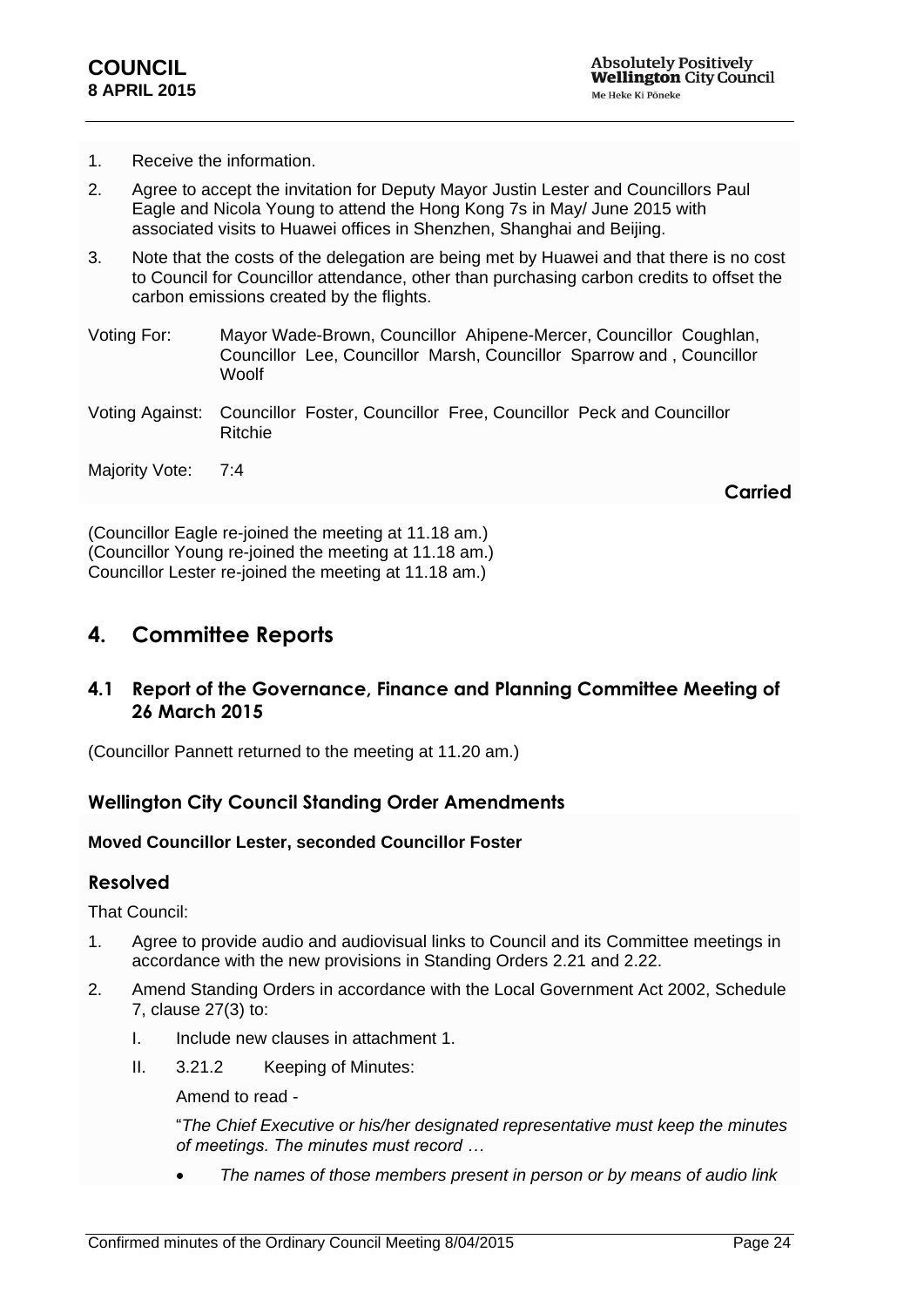1. Receive the information.
2. Agree to accept the invitation for Deputy Mayor Justin Lester and Councillors Paul Eagle and Nicola Young to attend the Hong Kong 7s in May/ June 2015 with associated visits to Huawei offices in Shenzhen, Shanghai and Beijing.
3. Note that the costs of the delegation are being met by Huawei and that there is no cost to Council for Councillor attendance, other than purchasing carbon credits to offset the carbon emissions created by the flights.

| | |
|---|---|
| Voting For: | Mayor Wade-Brown, Councillor Ahipene-Mercer, Councillor Coughlan, Councillor Lee, Councillor Marsh, Councillor Sparrow and , Councillor Woolf |
| Voting Against: | Councillor Foster, Councillor Free, Councillor Peck and Councillor Ritchie |
| Majority Vote: | 7:4 |

**Carried**

(Councillor Eagle re-joined the meeting at 11.18 am.)
(Councillor Young re-joined the meeting at 11.18 am.)
Councillor Lester re-joined the meeting at 11.18 am.)

# 4. Committee Reports

## 4.1 Report of the Governance, Finance and Planning Committee Meeting of 26 March 2015

(Councillor Pannett returned to the meeting at 11.20 am.)

### Wellington City Council Standing Order Amendments

**Moved Councillor Lester, seconded Councillor Foster**

### Resolved

That Council:

1. Agree to provide audio and audiovisual links to Council and its Committee meetings in accordance with the new provisions in Standing Orders 2.21 and 2.22.
2. Amend Standing Orders in accordance with the Local Government Act 2002, Schedule 7, clause 27(3) to:
   I. Include new clauses in attachment 1.
   II. 3.21.2 Keeping of Minutes:

      Amend to read -

      "*The Chief Executive or his/her designated representative must keep the minutes of meetings. The minutes must record …*

      - *The names of those members present in person or by means of audio link*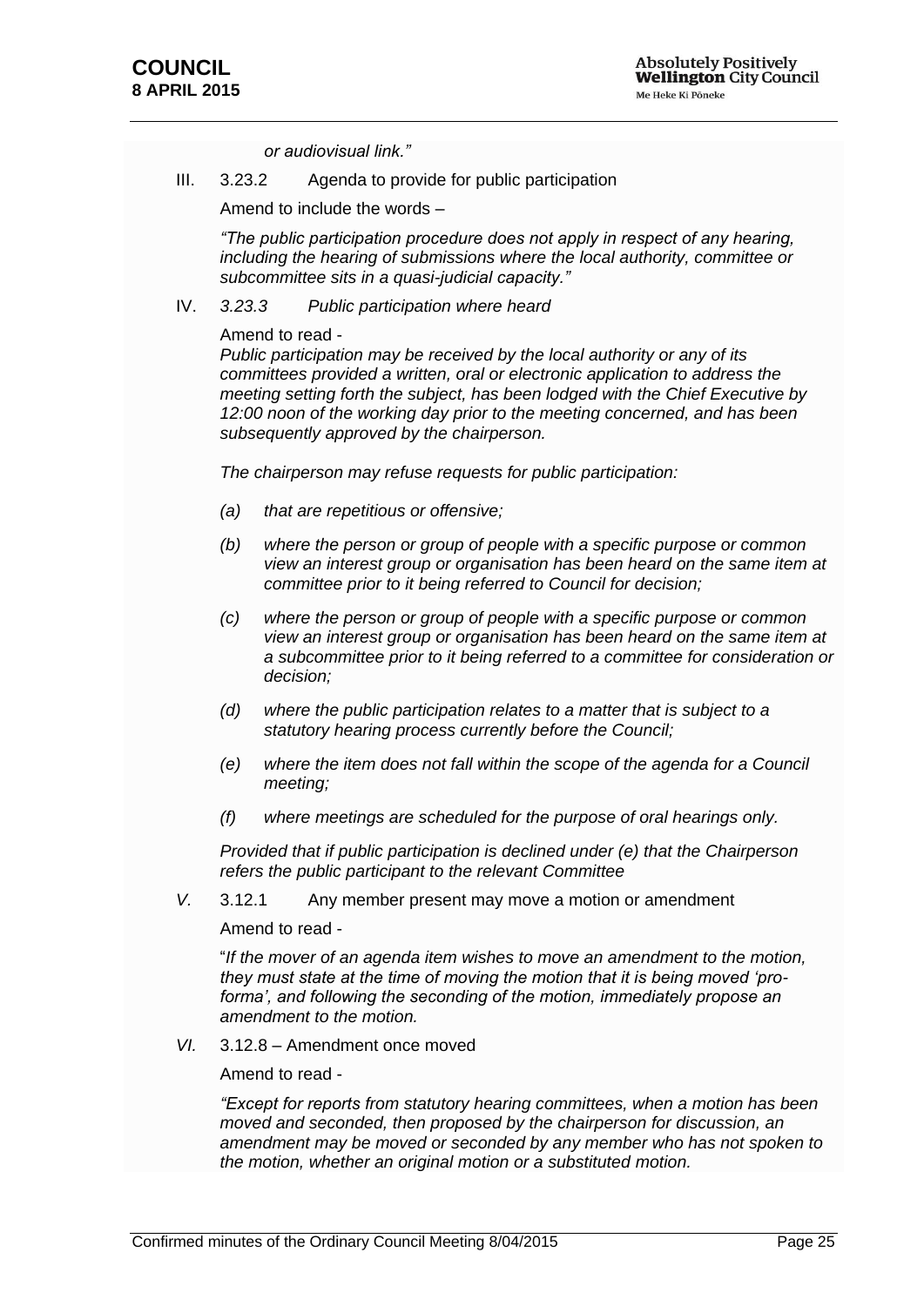*or audiovisual link."*

III. 3.23.2 Agenda to provide for public participation

Amend to include the words –

*"The public participation procedure does not apply in respect of any hearing, including the hearing of submissions where the local authority, committee or subcommittee sits in a quasi-judicial capacity."*

IV. *3.23.3 Public participation where heard*

Amend to read -
*Public participation may be received by the local authority or any of its committees provided a written, oral or electronic application to address the meeting setting forth the subject, has been lodged with the Chief Executive by 12:00 noon of the working day prior to the meeting concerned, and has been subsequently approved by the chairperson.*

*The chairperson may refuse requests for public participation:*

*(a) that are repetitious or offensive;*

*(b) where the person or group of people with a specific purpose or common view an interest group or organisation has been heard on the same item at committee prior to it being referred to Council for decision;*

*(c) where the person or group of people with a specific purpose or common view an interest group or organisation has been heard on the same item at a subcommittee prior to it being referred to a committee for consideration or decision;*

*(d) where the public participation relates to a matter that is subject to a statutory hearing process currently before the Council;*

*(e) where the item does not fall within the scope of the agenda for a Council meeting;*

*(f) where meetings are scheduled for the purpose of oral hearings only.*

*Provided that if public participation is declined under (e) that the Chairperson refers the public participant to the relevant Committee*

*V.* 3.12.1 Any member present may move a motion or amendment

Amend to read -

"*If the mover of an agenda item wishes to move an amendment to the motion, they must state at the time of moving the motion that it is being moved 'pro-forma', and following the seconding of the motion, immediately propose an amendment to the motion.*

*VI.* 3.12.8 – Amendment once moved

Amend to read -

*"Except for reports from statutory hearing committees, when a motion has been moved and seconded, then proposed by the chairperson for discussion, an amendment may be moved or seconded by any member who has not spoken to the motion, whether an original motion or a substituted motion.*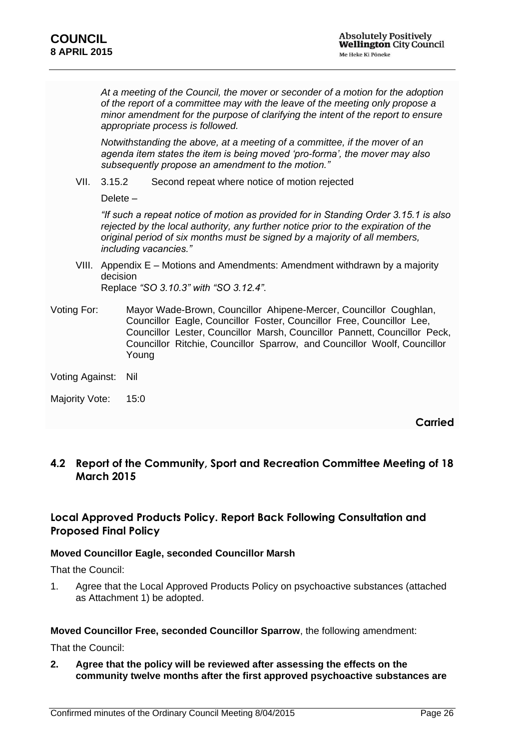*At a meeting of the Council, the mover or seconder of a motion for the adoption of the report of a committee may with the leave of the meeting only propose a minor amendment for the purpose of clarifying the intent of the report to ensure appropriate process is followed.*

*Notwithstanding the above, at a meeting of a committee, if the mover of an agenda item states the item is being moved 'pro-forma', the mover may also subsequently propose an amendment to the motion."*

VII. 3.15.2 Second repeat where notice of motion rejected

Delete –

*"If such a repeat notice of motion as provided for in Standing Order 3.15.1 is also rejected by the local authority, any further notice prior to the expiration of the original period of six months must be signed by a majority of all members, including vacancies."*

VIII. Appendix E – Motions and Amendments: Amendment withdrawn by a majority decision
Replace *"SO 3.10.3" with "SO 3.12.4"*.

Voting For: Mayor Wade-Brown, Councillor Ahipene-Mercer, Councillor Coughlan, Councillor Eagle, Councillor Foster, Councillor Free, Councillor Lee, Councillor Lester, Councillor Marsh, Councillor Pannett, Councillor Peck, Councillor Ritchie, Councillor Sparrow, and Councillor Woolf, Councillor Young

Voting Against: Nil

Majority Vote: 15:0

**Carried**

## 4.2 Report of the Community, Sport and Recreation Committee Meeting of 18 March 2015

### Local Approved Products Policy. Report Back Following Consultation and Proposed Final Policy

**Moved Councillor Eagle, seconded Councillor Marsh**

That the Council:

1. Agree that the Local Approved Products Policy on psychoactive substances (attached as Attachment 1) be adopted.

**Moved Councillor Free, seconded Councillor Sparrow**, the following amendment:

That the Council:

**2. Agree that the policy will be reviewed after assessing the effects on the community twelve months after the first approved psychoactive substances are**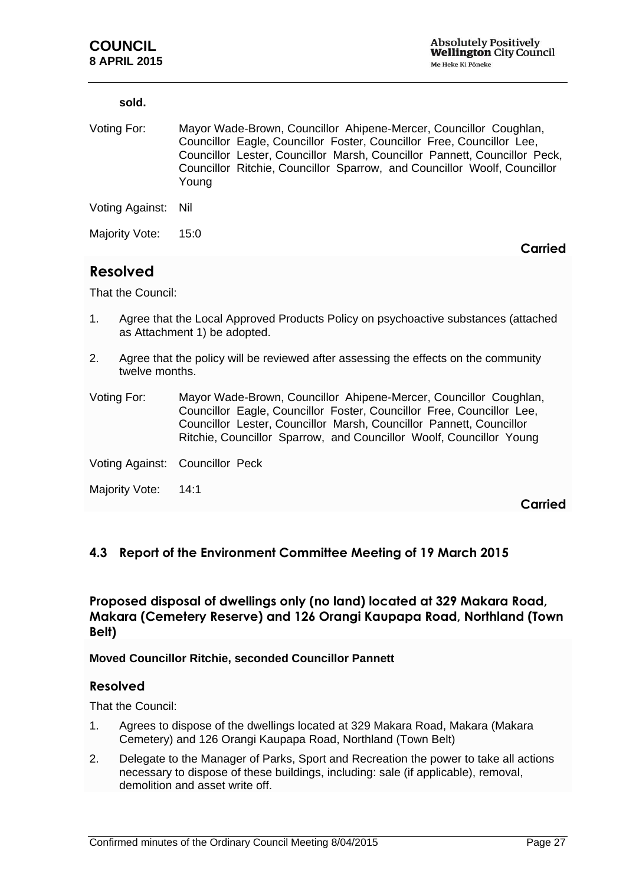**sold.**

Voting For: Mayor Wade-Brown, Councillor Ahipene-Mercer, Councillor Coughlan, Councillor Eagle, Councillor Foster, Councillor Free, Councillor Lee, Councillor Lester, Councillor Marsh, Councillor Pannett, Councillor Peck, Councillor Ritchie, Councillor Sparrow, and Councillor Woolf, Councillor Young

Voting Against: Nil

Majority Vote: 15:0

**Carried**

## Resolved

That the Council:

1. Agree that the Local Approved Products Policy on psychoactive substances (attached as Attachment 1) be adopted.
2. Agree that the policy will be reviewed after assessing the effects on the community twelve months.

Voting For: Mayor Wade-Brown, Councillor Ahipene-Mercer, Councillor Coughlan, Councillor Eagle, Councillor Foster, Councillor Free, Councillor Lee, Councillor Lester, Councillor Marsh, Councillor Pannett, Councillor Ritchie, Councillor Sparrow, and Councillor Woolf, Councillor Young

Voting Against: Councillor Peck

Majority Vote: 14:1

**Carried**

## 4.3 Report of the Environment Committee Meeting of 19 March 2015

### Proposed disposal of dwellings only (no land) located at 329 Makara Road, Makara (Cemetery Reserve) and 126 Orangi Kaupapa Road, Northland (Town Belt)

**Moved Councillor Ritchie, seconded Councillor Pannett**

### Resolved

That the Council:

1. Agrees to dispose of the dwellings located at 329 Makara Road, Makara (Makara Cemetery) and 126 Orangi Kaupapa Road, Northland (Town Belt)
2. Delegate to the Manager of Parks, Sport and Recreation the power to take all actions necessary to dispose of these buildings, including: sale (if applicable), removal, demolition and asset write off.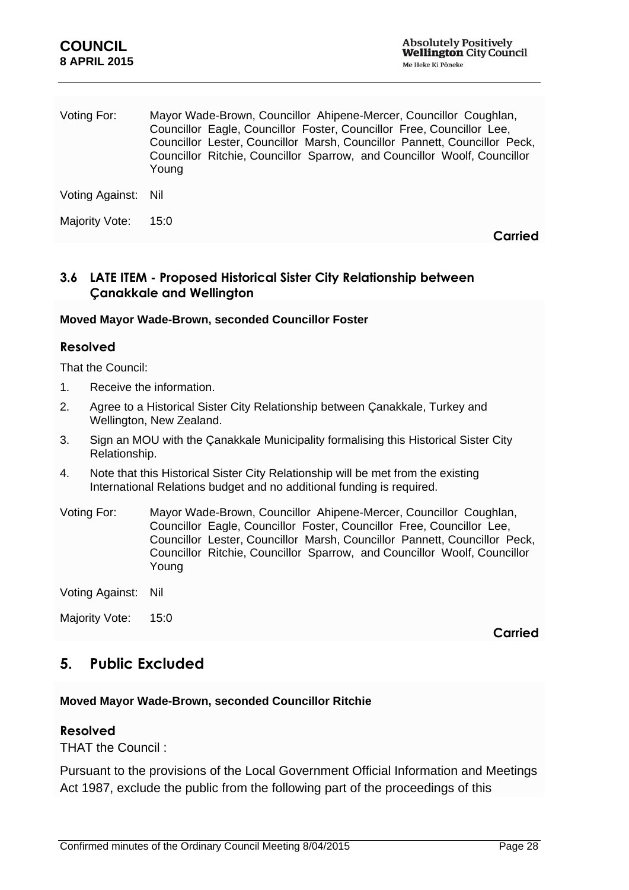Voting For: Mayor Wade-Brown, Councillor Ahipene-Mercer, Councillor Coughlan, Councillor Eagle, Councillor Foster, Councillor Free, Councillor Lee, Councillor Lester, Councillor Marsh, Councillor Pannett, Councillor Peck, Councillor Ritchie, Councillor Sparrow, and Councillor Woolf, Councillor Young

Voting Against: Nil

Majority Vote: 15:0

**Carried**

### 3.6 LATE ITEM - Proposed Historical Sister City Relationship between Çanakkale and Wellington

**Moved Mayor Wade-Brown, seconded Councillor Foster**

#### Resolved

That the Council:

1. Receive the information.
2. Agree to a Historical Sister City Relationship between Çanakkale, Turkey and Wellington, New Zealand.
3. Sign an MOU with the Çanakkale Municipality formalising this Historical Sister City Relationship.
4. Note that this Historical Sister City Relationship will be met from the existing International Relations budget and no additional funding is required.

Voting For: Mayor Wade-Brown, Councillor Ahipene-Mercer, Councillor Coughlan, Councillor Eagle, Councillor Foster, Councillor Free, Councillor Lee, Councillor Lester, Councillor Marsh, Councillor Pannett, Councillor Peck, Councillor Ritchie, Councillor Sparrow, and Councillor Woolf, Councillor Young

Voting Against: Nil

Majority Vote: 15:0

**Carried**

## 5. Public Excluded

**Moved Mayor Wade-Brown, seconded Councillor Ritchie**

#### Resolved

THAT the Council :

Pursuant to the provisions of the Local Government Official Information and Meetings Act 1987, exclude the public from the following part of the proceedings of this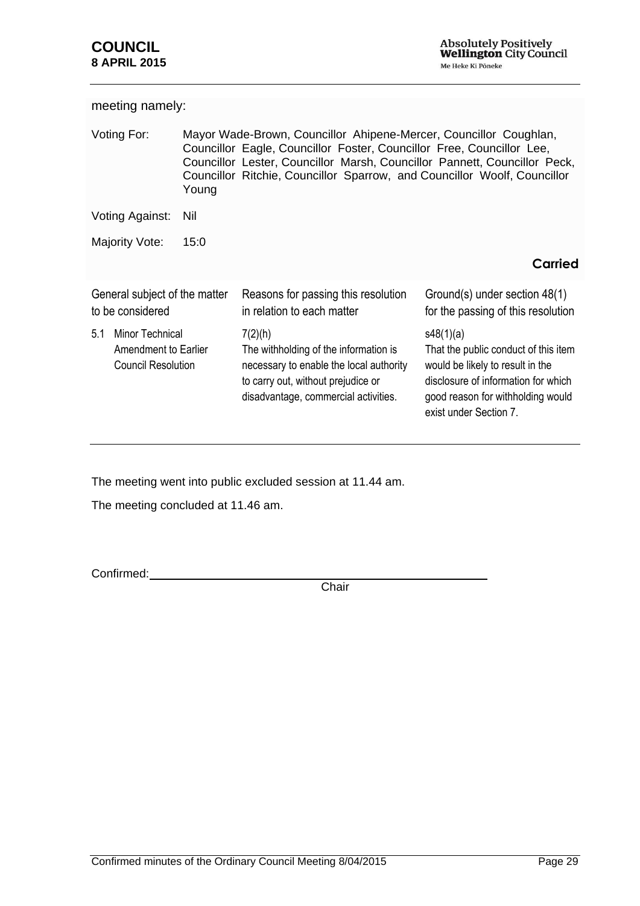meeting namely:

Voting For: Mayor Wade-Brown, Councillor Ahipene-Mercer, Councillor Coughlan, Councillor Eagle, Councillor Foster, Councillor Free, Councillor Lee, Councillor Lester, Councillor Marsh, Councillor Pannett, Councillor Peck, Councillor Ritchie, Councillor Sparrow, and Councillor Woolf, Councillor Young

Voting Against: Nil

Majority Vote: 15:0

**Carried**

| General subject of the matter to be considered | Reasons for passing this resolution in relation to each matter | Ground(s) under section 48(1) for the passing of this resolution |
|---|---|---|
| 5.1 Minor Technical Amendment to Earlier Council Resolution | 7(2)(h) The withholding of the information is necessary to enable the local authority to carry out, without prejudice or disadvantage, commercial activities. | s48(1)(a) That the public conduct of this item would be likely to result in the disclosure of information for which good reason for withholding would exist under Section 7. |

The meeting went into public excluded session at 11.44 am.

The meeting concluded at 11.46 am.

Confirmed: ______________________________

Chair